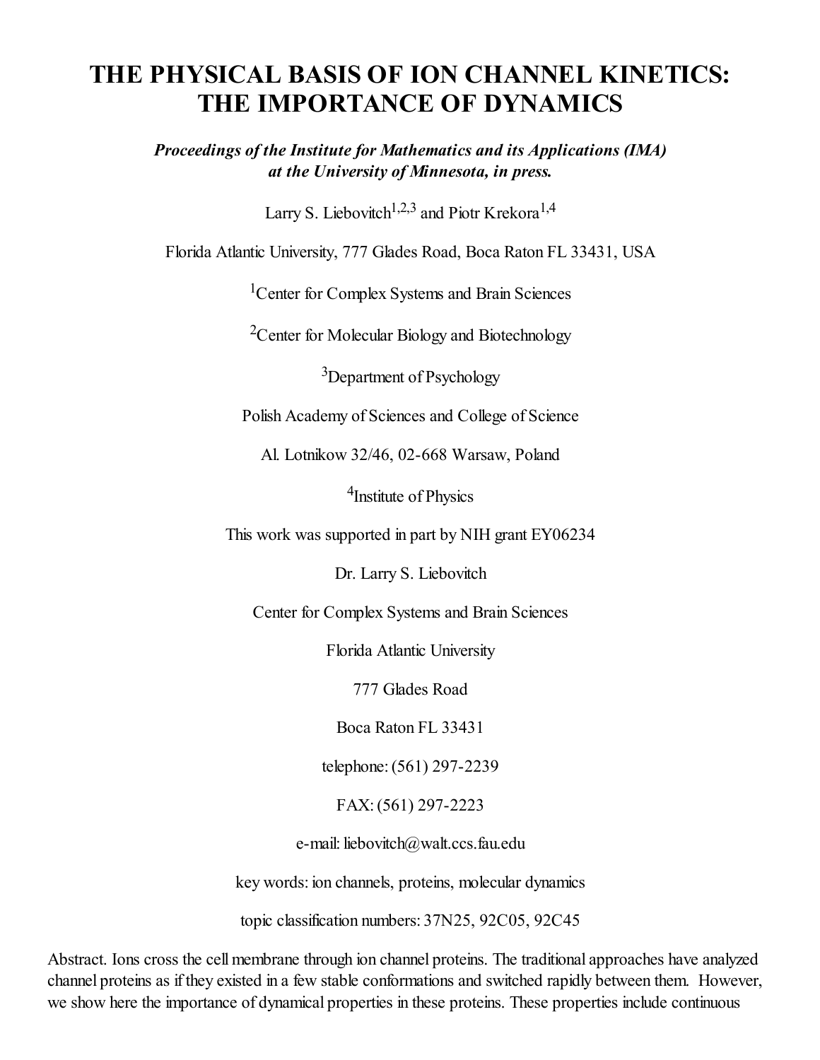# THE PHYSICAL BASIS OF ION CHANNEL KINETICS: THE IMPORTANCE OF DYNAMICS

***Proceedings of the Institute for Mathematics and its Applications (IMA) at the University of Minnesota, in press.***

Larry S. Liebovitch[1,2,3] and Piotr Krekora[1,4]

Florida Atlantic University, 777 Glades Road, Boca Raton FL 33431, USA

[1]Center for Complex Systems and Brain Sciences

[2]Center for Molecular Biology and Biotechnology

[3]Department of Psychology

Polish Academy of Sciences and College of Science

Al. Lotnikow 32/46, 02-668 Warsaw, Poland

[4]Institute of Physics

This work was supported in part by NIH grant EY06234

Dr. Larry S. Liebovitch

Center for Complex Systems and Brain Sciences

Florida Atlantic University

777 Glades Road

Boca Raton FL 33431

telephone: (561) 297-2239

FAX: (561) 297-2223

e-mail: liebovitch@walt.ccs.fau.edu

key words: ion channels, proteins, molecular dynamics

topic classification numbers: 37N25, 92C05, 92C45

Abstract. Ions cross the cell membrane through ion channel proteins. The traditional approaches have analyzed channel proteins as if they existed in a few stable conformations and switched rapidly between them. However, we show here the importance of dynamical properties in these proteins. These properties include continuous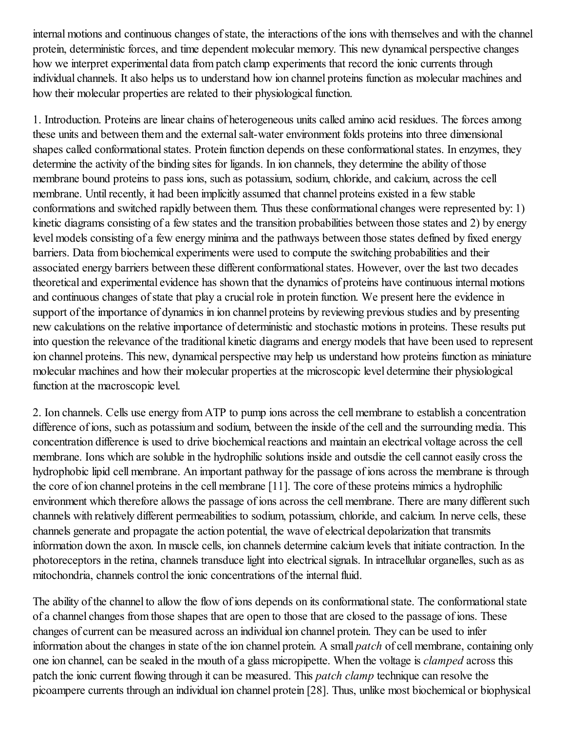internal motions and continuous changes of state, the interactions of the ions with themselves and with the channel protein, deterministic forces, and time dependent molecular memory. This new dynamical perspective changes how we interpret experimental data from patch clamp experiments that record the ionic currents through individual channels. It also helps us to understand how ion channel proteins function as molecular machines and how their molecular properties are related to their physiological function.

1. Introduction. Proteins are linear chains of heterogeneous units called amino acid residues. The forces among these units and between them and the external salt-water environment folds proteins into three dimensional shapes called conformational states. Protein function depends on these conformational states. In enzymes, they determine the activity of the binding sites for ligands. In ion channels, they determine the ability of those membrane bound proteins to pass ions, such as potassium, sodium, chloride, and calcium, across the cell membrane. Until recently, it had been implicitly assumed that channel proteins existed in a few stable conformations and switched rapidly between them. Thus these conformational changes were represented by: 1) kinetic diagrams consisting of a few states and the transition probabilities between those states and 2) by energy level models consisting of a few energy minima and the pathways between those states defined by fixed energy barriers. Data from biochemical experiments were used to compute the switching probabilities and their associated energy barriers between these different conformational states. However, over the last two decades theoretical and experimental evidence has shown that the dynamics of proteins have continuous internal motions and continuous changes of state that play a crucial role in protein function. We present here the evidence in support of the importance of dynamics in ion channel proteins by reviewing previous studies and by presenting new calculations on the relative importance of deterministic and stochastic motions in proteins. These results put into question the relevance of the traditional kinetic diagrams and energy models that have been used to represent ion channel proteins. This new, dynamical perspective may help us understand how proteins function as miniature molecular machines and how their molecular properties at the microscopic level determine their physiological function at the macroscopic level.

2. Ion channels. Cells use energy from ATP to pump ions across the cell membrane to establish a concentration difference of ions, such as potassium and sodium, between the inside of the cell and the surrounding media. This concentration difference is used to drive biochemical reactions and maintain an electrical voltage across the cell membrane. Ions which are soluble in the hydrophilic solutions inside and outsdie the cell cannot easily cross the hydrophobic lipid cell membrane. An important pathway for the passage of ions across the membrane is through the core of ion channel proteins in the cell membrane [11]. The core of these proteins mimics a hydrophilic environment which therefore allows the passage of ions across the cell membrane. There are many different such channels with relatively different permeabilities to sodium, potassium, chloride, and calcium. In nerve cells, these channels generate and propagate the action potential, the wave of electrical depolarization that transmits information down the axon. In muscle cells, ion channels determine calcium levels that initiate contraction. In the photoreceptors in the retina, channels transduce light into electrical signals. In intracellular organelles, such as as mitochondria, channels control the ionic concentrations of the internal fluid.

The ability of the channel to allow the flow of ions depends on its conformational state. The conformational state of a channel changes from those shapes that are open to those that are closed to the passage of ions. These changes of current can be measured across an individual ion channel protein. They can be used to infer information about the changes in state of the ion channel protein. A small *patch* of cell membrane, containing only one ion channel, can be sealed in the mouth of a glass micropipette. When the voltage is *clamped* across this patch the ionic current flowing through it can be measured. This *patch clamp* technique can resolve the picoampere currents through an individual ion channel protein [28]. Thus, unlike most biochemical or biophysical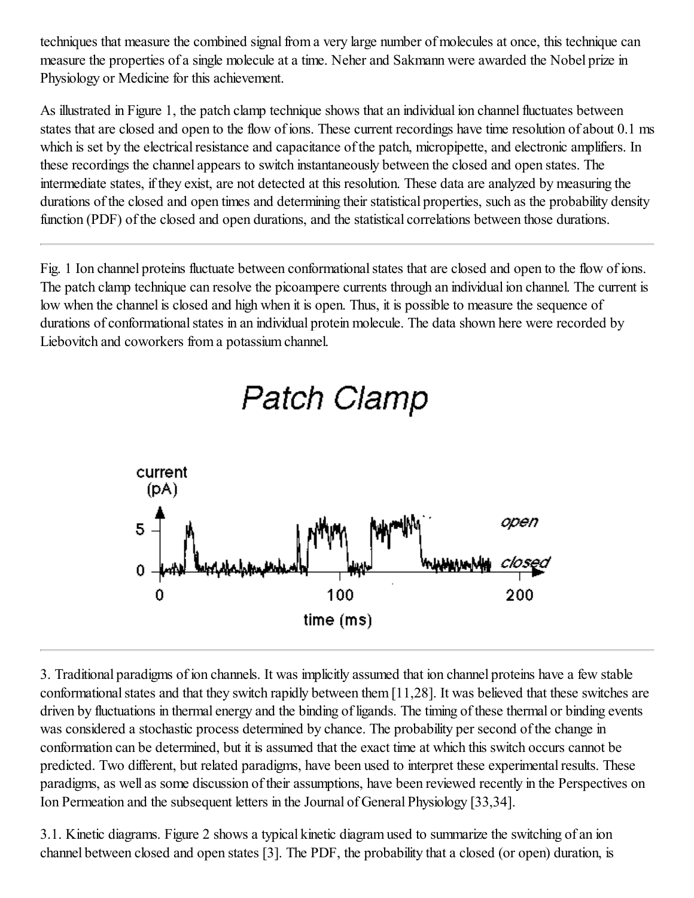techniques that measure the combined signal from a very large number of molecules at once, this technique can measure the properties of a single molecule at a time. Neher and Sakmann were awarded the Nobel prize in Physiology or Medicine for this achievement.

As illustrated in Figure 1, the patch clamp technique shows that an individual ion channel fluctuates between states that are closed and open to the flow of ions. These current recordings have time resolution of about 0.1 ms which is set by the electrical resistance and capacitance of the patch, micropipette, and electronic amplifiers. In these recordings the channel appears to switch instantaneously between the closed and open states. The intermediate states, if they exist, are not detected at this resolution. These data are analyzed by measuring the durations of the closed and open times and determining their statistical properties, such as the probability density function (PDF) of the closed and open durations, and the statistical correlations between those durations.

---

Fig. 1 Ion channel proteins fluctuate between conformational states that are closed and open to the flow of ions. The patch clamp technique can resolve the picoampere currents through an individual ion channel. The current is low when the channel is closed and high when it is open. Thus, it is possible to measure the sequence of durations of conformational states in an individual protein molecule. The data shown here were recorded by Liebovitch and coworkers from a potassium channel.

Patch Clamp

current (pA)

5

0

0 100 200

time (ms)

open

closed

---

3. Traditional paradigms of ion channels. It was implicitly assumed that ion channel proteins have a few stable conformational states and that they switch rapidly between them [11,28]. It was believed that these switches are driven by fluctuations in thermal energy and the binding of ligands. The timing of these thermal or binding events was considered a stochastic process determined by chance. The probability per second of the change in conformation can be determined, but it is assumed that the exact time at which this switch occurs cannot be predicted. Two different, but related paradigms, have been used to interpret these experimental results. These paradigms, as well as some discussion of their assumptions, have been reviewed recently in the Perspectives on Ion Permeation and the subsequent letters in the Journal of General Physiology [33,34].

3.1. Kinetic diagrams. Figure 2 shows a typical kinetic diagram used to summarize the switching of an ion channel between closed and open states [3]. The PDF, the probability that a closed (or open) duration, is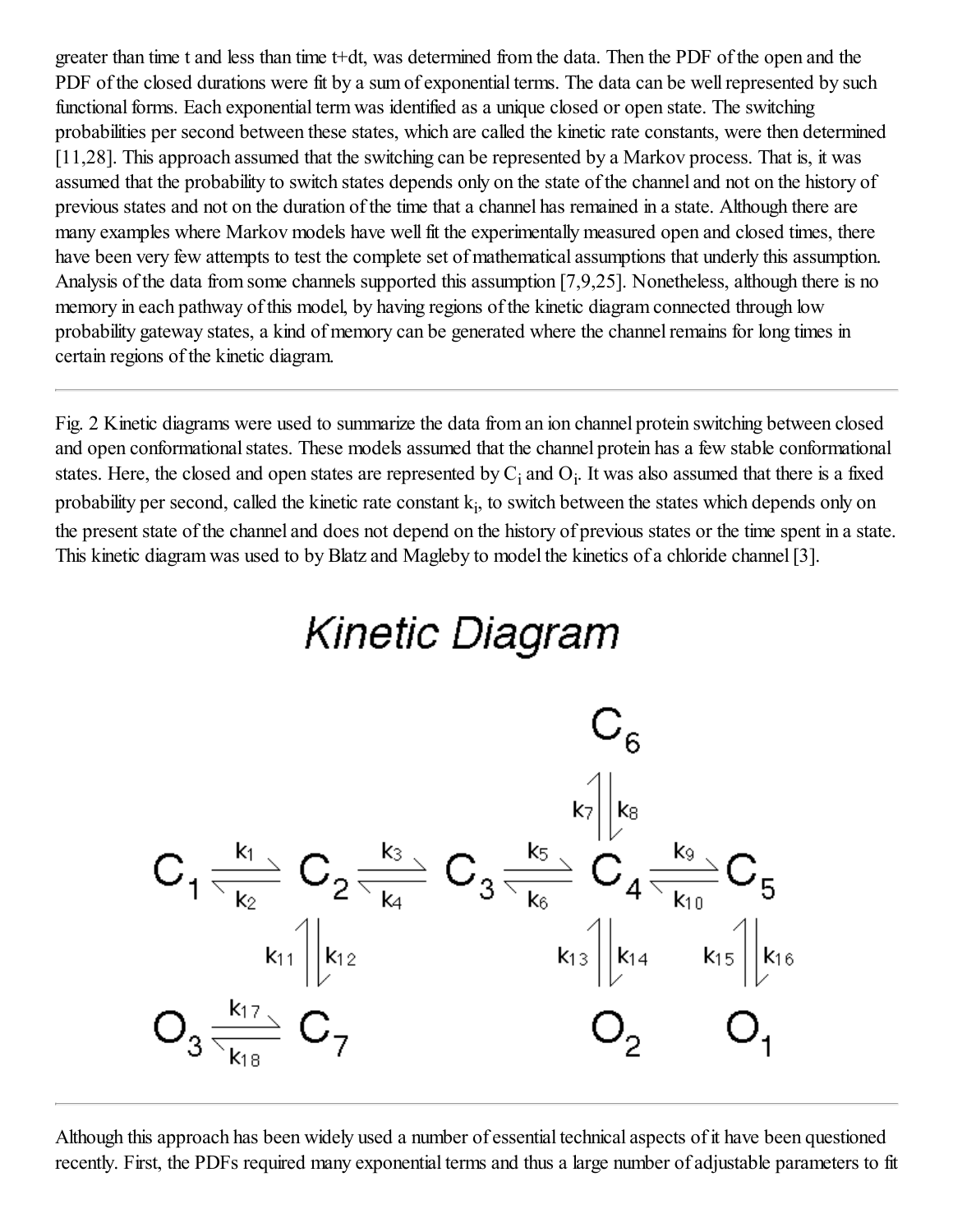greater than time t and less than time t+dt, was determined from the data. Then the PDF of the open and the PDF of the closed durations were fit by a sum of exponential terms. The data can be well represented by such functional forms. Each exponential term was identified as a unique closed or open state. The switching probabilities per second between these states, which are called the kinetic rate constants, were then determined [11,28]. This approach assumed that the switching can be represented by a Markov process. That is, it was assumed that the probability to switch states depends only on the state of the channel and not on the history of previous states and not on the duration of the time that a channel has remained in a state. Although there are many examples where Markov models have well fit the experimentally measured open and closed times, there have been very few attempts to test the complete set of mathematical assumptions that underly this assumption. Analysis of the data from some channels supported this assumption [7,9,25]. Nonetheless, although there is no memory in each pathway of this model, by having regions of the kinetic diagram connected through low probability gateway states, a kind of memory can be generated where the channel remains for long times in certain regions of the kinetic diagram.

---

Fig. 2 Kinetic diagrams were used to summarize the data from an ion channel protein switching between closed and open conformational states. These models assumed that the channel protein has a few stable conformational states. Here, the closed and open states are represented by $C_i$ and $O_i$. It was also assumed that there is a fixed probability per second, called the kinetic rate constant $k_i$, to switch between the states which depends only on the present state of the channel and does not depend on the history of previous states or the time spent in a state. This kinetic diagram was used to by Blatz and Magleby to model the kinetics of a chloride channel [3].

Kinetic Diagram

$$C_1 \underset{k_2}{\overset{k_1}{\rightleftharpoons}} C_2 \underset{k_4}{\overset{k_3}{\rightleftharpoons}} C_3 \underset{k_6}{\overset{k_5}{\rightleftharpoons}} C_4 \underset{k_{10}}{\overset{k_9}{\rightleftharpoons}} C_5$$

$C_6 \underset{k_8}{\overset{k_7}{\rightleftharpoons}} C_4$; $C_2 \underset{k_{12}}{\overset{k_{11}}{\rightleftharpoons}} C_7$; $C_4 \underset{k_{14}}{\overset{k_{13}}{\rightleftharpoons}} O_2$; $C_5 \underset{k_{16}}{\overset{k_{15}}{\rightleftharpoons}} O_1$

$$O_3 \underset{k_{18}}{\overset{k_{17}}{\rightleftharpoons}} C_7$$

---

Although this approach has been widely used a number of essential technical aspects of it have been questioned recently. First, the PDFs required many exponential terms and thus a large number of adjustable parameters to fit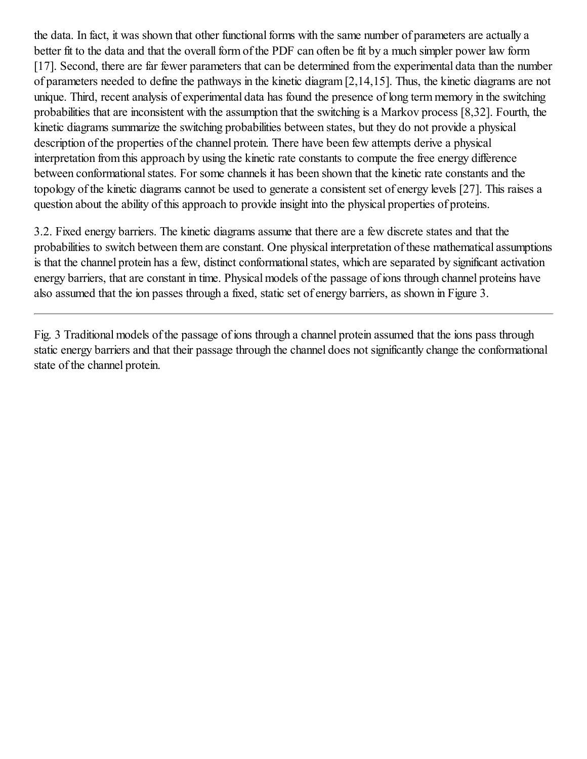the data. In fact, it was shown that other functional forms with the same number of parameters are actually a better fit to the data and that the overall form of the PDF can often be fit by a much simpler power law form [17]. Second, there are far fewer parameters that can be determined from the experimental data than the number of parameters needed to define the pathways in the kinetic diagram [2,14,15]. Thus, the kinetic diagrams are not unique. Third, recent analysis of experimental data has found the presence of long term memory in the switching probabilities that are inconsistent with the assumption that the switching is a Markov process [8,32]. Fourth, the kinetic diagrams summarize the switching probabilities between states, but they do not provide a physical description of the properties of the channel protein. There have been few attempts derive a physical interpretation from this approach by using the kinetic rate constants to compute the free energy difference between conformational states. For some channels it has been shown that the kinetic rate constants and the topology of the kinetic diagrams cannot be used to generate a consistent set of energy levels [27]. This raises a question about the ability of this approach to provide insight into the physical properties of proteins.

3.2. Fixed energy barriers. The kinetic diagrams assume that there are a few discrete states and that the probabilities to switch between them are constant. One physical interpretation of these mathematical assumptions is that the channel protein has a few, distinct conformational states, which are separated by significant activation energy barriers, that are constant in time. Physical models of the passage of ions through channel proteins have also assumed that the ion passes through a fixed, static set of energy barriers, as shown in Figure 3.

---

Fig. 3 Traditional models of the passage of ions through a channel protein assumed that the ions pass through static energy barriers and that their passage through the channel does not significantly change the conformational state of the channel protein.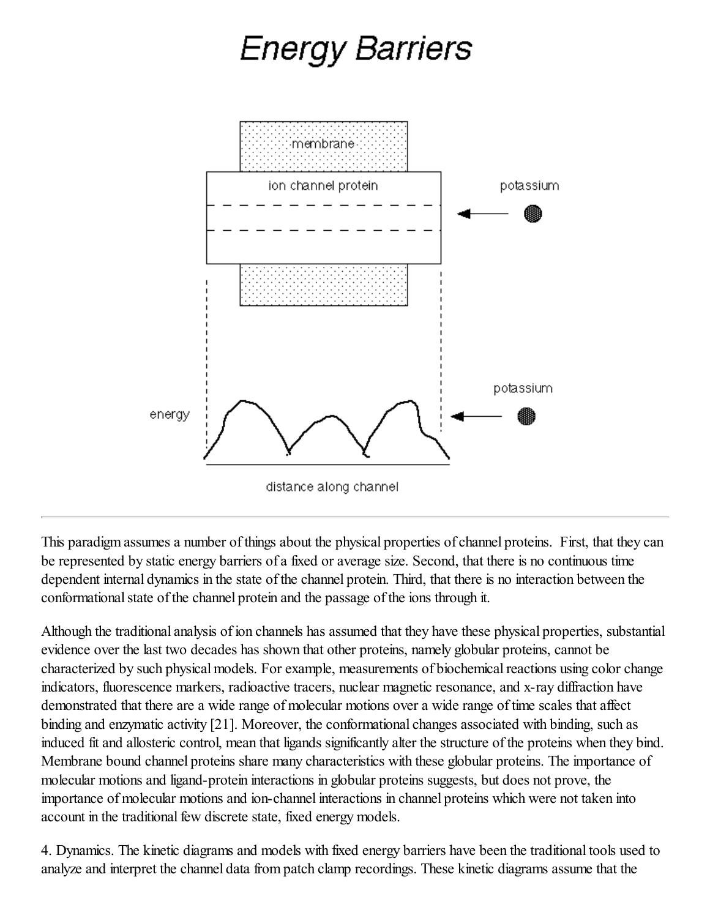# Energy Barriers

This paradigm assumes a number of things about the physical properties of channel proteins. First, that they can be represented by static energy barriers of a fixed or average size. Second, that there is no continuous time dependent internal dynamics in the state of the channel protein. Third, that there is no interaction between the conformational state of the channel protein and the passage of the ions through it.

Although the traditional analysis of ion channels has assumed that they have these physical properties, substantial evidence over the last two decades has shown that other proteins, namely globular proteins, cannot be characterized by such physical models. For example, measurements of biochemical reactions using color change indicators, fluorescence markers, radioactive tracers, nuclear magnetic resonance, and x-ray diffraction have demonstrated that there are a wide range of molecular motions over a wide range of time scales that affect binding and enzymatic activity [21]. Moreover, the conformational changes associated with binding, such as induced fit and allosteric control, mean that ligands significantly alter the structure of the proteins when they bind. Membrane bound channel proteins share many characteristics with these globular proteins. The importance of molecular motions and ligand-protein interactions in globular proteins suggests, but does not prove, the importance of molecular motions and ion-channel interactions in channel proteins which were not taken into account in the traditional few discrete state, fixed energy models.

4. Dynamics. The kinetic diagrams and models with fixed energy barriers have been the traditional tools used to analyze and interpret the channel data from patch clamp recordings. These kinetic diagrams assume that the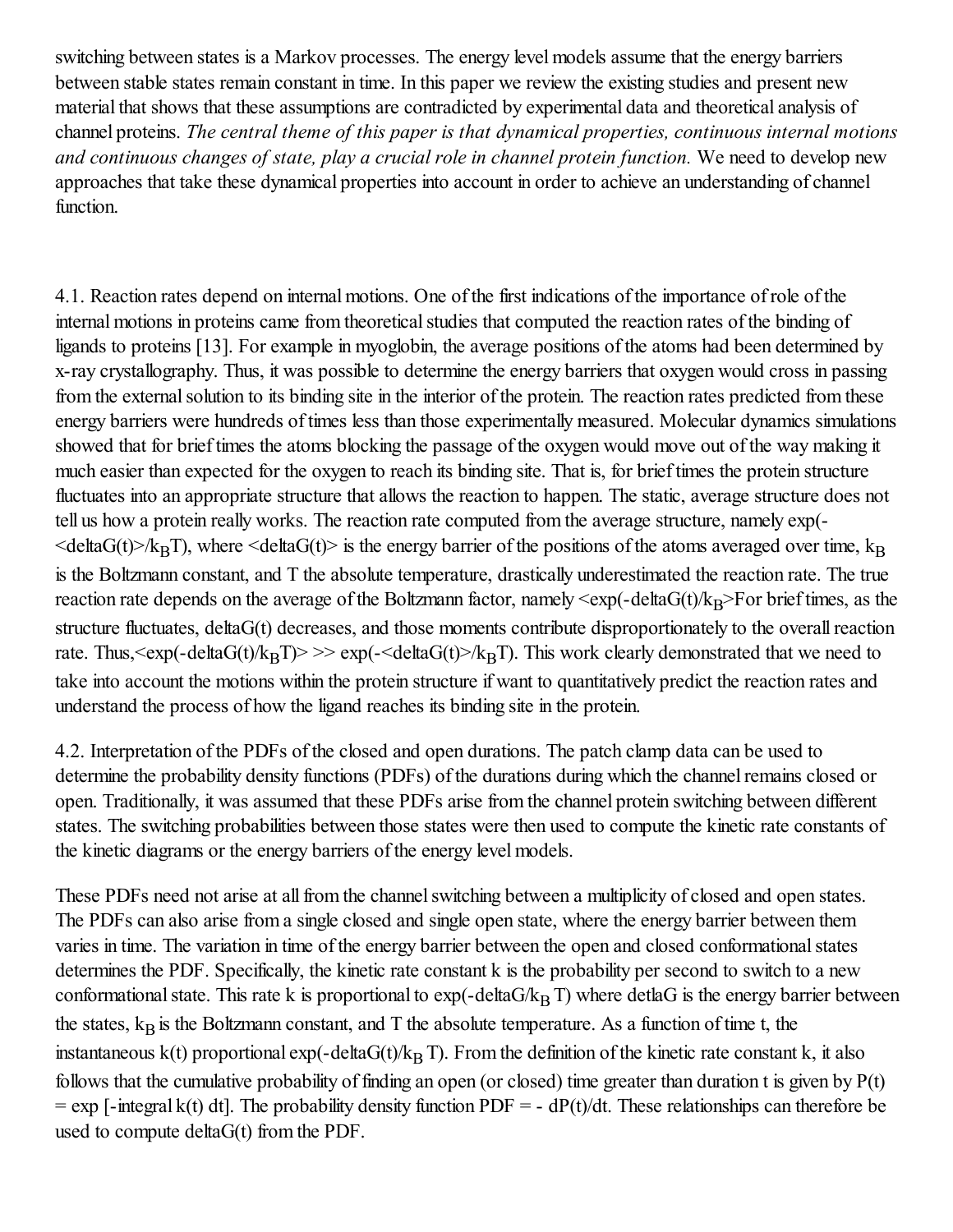switching between states is a Markov processes. The energy level models assume that the energy barriers between stable states remain constant in time. In this paper we review the existing studies and present new material that shows that these assumptions are contradicted by experimental data and theoretical analysis of channel proteins. *The central theme of this paper is that dynamical properties, continuous internal motions and continuous changes of state, play a crucial role in channel protein function.* We need to develop new approaches that take these dynamical properties into account in order to achieve an understanding of channel function.

4.1. Reaction rates depend on internal motions. One of the first indications of the importance of role of the internal motions in proteins came from theoretical studies that computed the reaction rates of the binding of ligands to proteins [13]. For example in myoglobin, the average positions of the atoms had been determined by x-ray crystallography. Thus, it was possible to determine the energy barriers that oxygen would cross in passing from the external solution to its binding site in the interior of the protein. The reaction rates predicted from these energy barriers were hundreds of times less than those experimentally measured. Molecular dynamics simulations showed that for brief times the atoms blocking the passage of the oxygen would move out of the way making it much easier than expected for the oxygen to reach its binding site. That is, for brief times the protein structure fluctuates into an appropriate structure that allows the reaction to happen. The static, average structure does not tell us how a protein really works. The reaction rate computed from the average structure, namely $\exp(-\langle \text{deltaG}(t) \rangle / k_B T)$, where $\langle \text{deltaG}(t) \rangle$ is the energy barrier of the positions of the atoms averaged over time, $k_B$ is the Boltzmann constant, and T the absolute temperature, drastically underestimated the reaction rate. The true reaction rate depends on the average of the Boltzmann factor, namely $\langle \exp(-\text{deltaG}(t)/k_B \rangle$For brief times, as the structure fluctuates, deltaG(t) decreases, and those moments contribute disproportionately to the overall reaction rate. Thus,$\langle \exp(-\text{deltaG}(t)/k_B T) \rangle \gg \exp(-\langle \text{deltaG}(t) \rangle / k_B T)$. This work clearly demonstrated that we need to take into account the motions within the protein structure if want to quantitatively predict the reaction rates and understand the process of how the ligand reaches its binding site in the protein.

4.2. Interpretation of the PDFs of the closed and open durations. The patch clamp data can be used to determine the probability density functions (PDFs) of the durations during which the channel remains closed or open. Traditionally, it was assumed that these PDFs arise from the channel protein switching between different states. The switching probabilities between those states were then used to compute the kinetic rate constants of the kinetic diagrams or the energy barriers of the energy level models.

These PDFs need not arise at all from the channel switching between a multiplicity of closed and open states. The PDFs can also arise from a single closed and single open state, where the energy barrier between them varies in time. The variation in time of the energy barrier between the open and closed conformational states determines the PDF. Specifically, the kinetic rate constant k is the probability per second to switch to a new conformational state. This rate k is proportional to $\exp(-\text{deltaG}/k_B T)$ where detlaG is the energy barrier between the states, $k_B$ is the Boltzmann constant, and T the absolute temperature. As a function of time t, the instantaneous k(t) proportional $\exp(-\text{deltaG}(t)/k_B T)$. From the definition of the kinetic rate constant k, it also follows that the cumulative probability of finding an open (or closed) time greater than duration t is given by $P(t) = \exp[-\text{integral } k(t)\, dt]$. The probability density function PDF = $- dP(t)/dt$. These relationships can therefore be used to compute deltaG(t) from the PDF.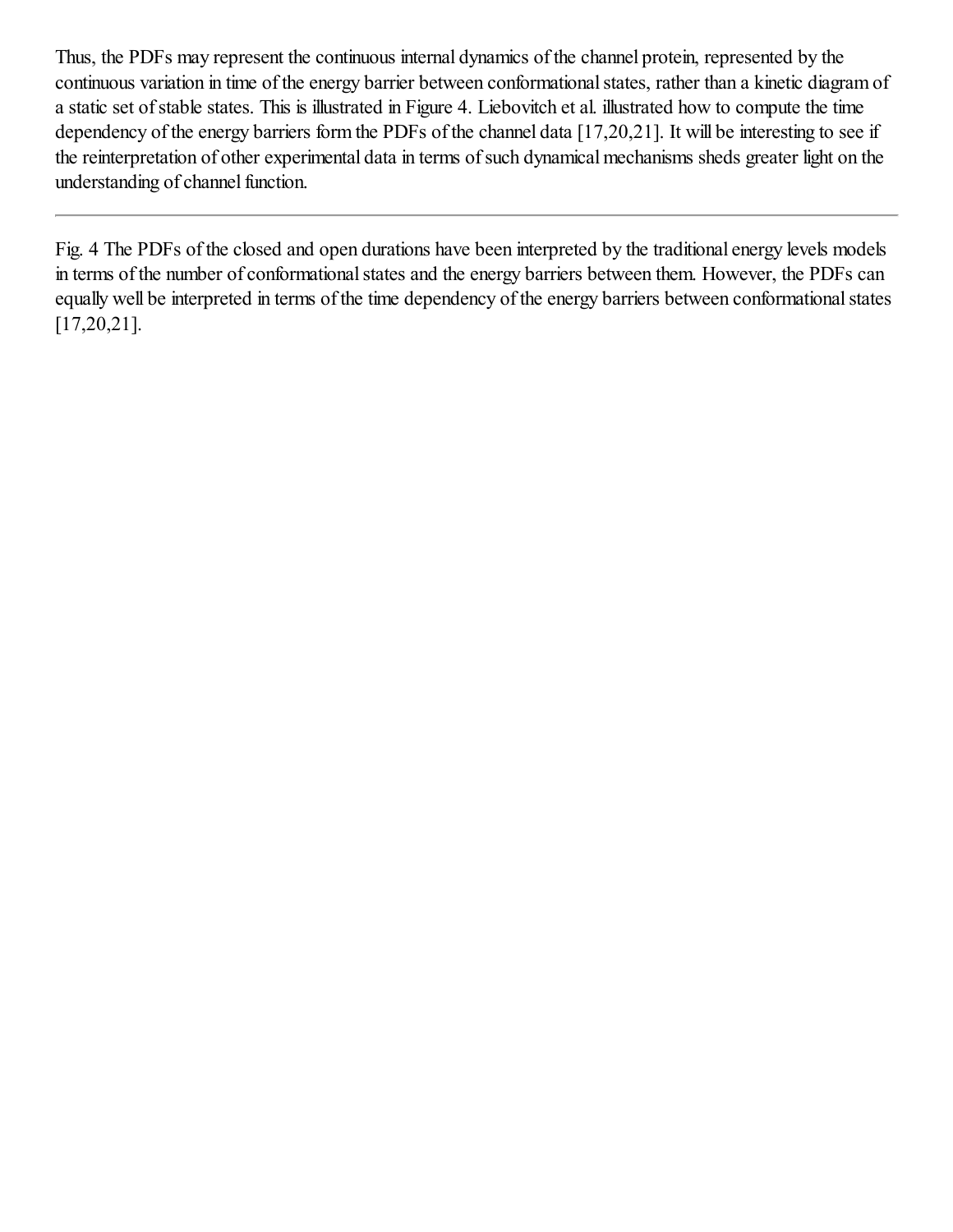Thus, the PDFs may represent the continuous internal dynamics of the channel protein, represented by the continuous variation in time of the energy barrier between conformational states, rather than a kinetic diagram of a static set of stable states. This is illustrated in Figure 4. Liebovitch et al. illustrated how to compute the time dependency of the energy barriers form the PDFs of the channel data [17,20,21]. It will be interesting to see if the reinterpretation of other experimental data in terms of such dynamical mechanisms sheds greater light on the understanding of channel function.

---

Fig. 4 The PDFs of the closed and open durations have been interpreted by the traditional energy levels models in terms of the number of conformational states and the energy barriers between them. However, the PDFs can equally well be interpreted in terms of the time dependency of the energy barriers between conformational states [17,20,21].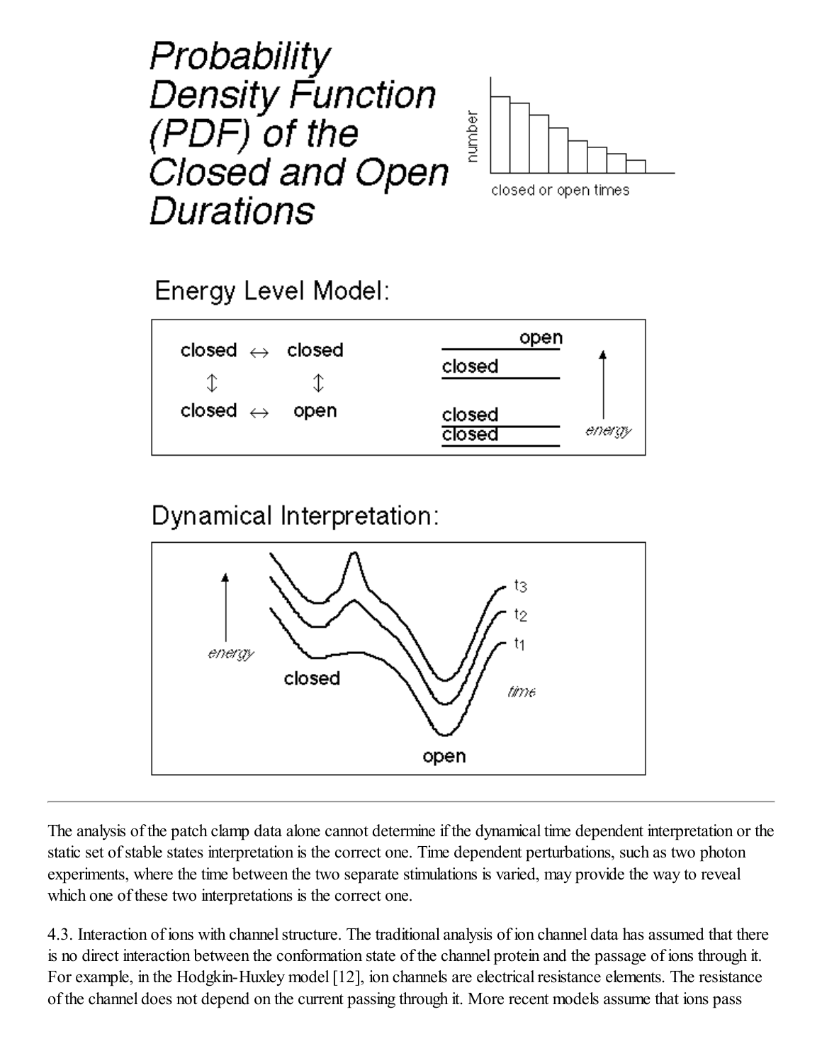# Probability Density Function (PDF) of the Closed and Open Durations

number

closed or open times

## Energy Level Model:

closed ↔ closed
↕ ↕
closed ↔ open

open
closed
closed
closed

energy

## Dynamical Interpretation:

energy

closed

open

t3
t2
t1

time

---

The analysis of the patch clamp data alone cannot determine if the dynamical time dependent interpretation or the static set of stable states interpretation is the correct one. Time dependent perturbations, such as two photon experiments, where the time between the two separate stimulations is varied, may provide the way to reveal which one of these two interpretations is the correct one.

4.3. Interaction of ions with channel structure. The traditional analysis of ion channel data has assumed that there is no direct interaction between the conformation state of the channel protein and the passage of ions through it. For example, in the Hodgkin-Huxley model [12], ion channels are electrical resistance elements. The resistance of the channel does not depend on the current passing through it. More recent models assume that ions pass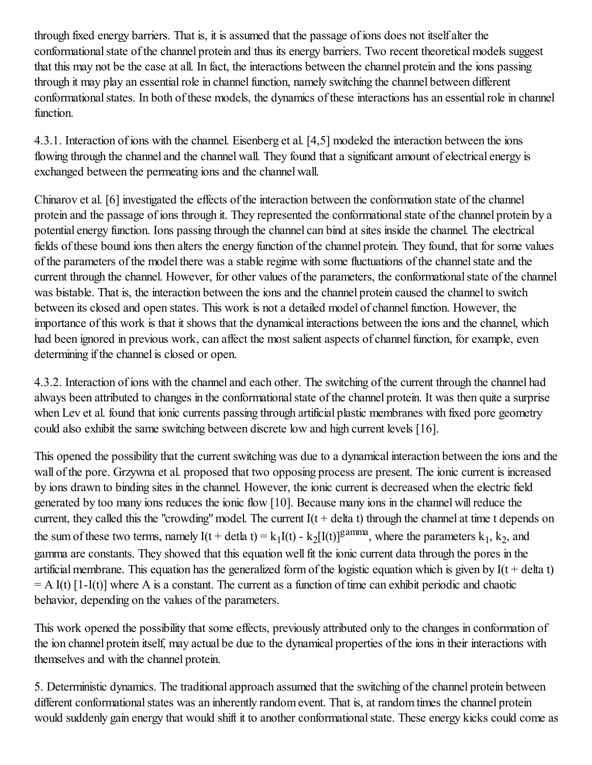through fixed energy barriers. That is, it is assumed that the passage of ions does not itself alter the conformational state of the channel protein and thus its energy barriers. Two recent theoretical models suggest that this may not be the case at all. In fact, the interactions between the channel protein and the ions passing through it may play an essential role in channel function, namely switching the channel between different conformational states. In both of these models, the dynamics of these interactions has an essential role in channel function.

4.3.1. Interaction of ions with the channel. Eisenberg et al. [4,5] modeled the interaction between the ions flowing through the channel and the channel wall. They found that a significant amount of electrical energy is exchanged between the permeating ions and the channel wall.

Chinarov et al. [6] investigated the effects of the interaction between the conformation state of the channel protein and the passage of ions through it. They represented the conformational state of the channel protein by a potential energy function. Ions passing through the channel can bind at sites inside the channel. The electrical fields of these bound ions then alters the energy function of the channel protein. They found, that for some values of the parameters of the model there was a stable regime with some fluctuations of the channel state and the current through the channel. However, for other values of the parameters, the conformational state of the channel was bistable. That is, the interaction between the ions and the channel protein caused the channel to switch between its closed and open states. This work is not a detailed model of channel function. However, the importance of this work is that it shows that the dynamical interactions between the ions and the channel, which had been ignored in previous work, can affect the most salient aspects of channel function, for example, even determining if the channel is closed or open.

4.3.2. Interaction of ions with the channel and each other. The switching of the current through the channel had always been attributed to changes in the conformational state of the channel protein. It was then quite a surprise when Lev et al. found that ionic currents passing through artificial plastic membranes with fixed pore geometry could also exhibit the same switching between discrete low and high current levels [16].

This opened the possibility that the current switching was due to a dynamical interaction between the ions and the wall of the pore. Grzywna et al. proposed that two opposing process are present. The ionic current is increased by ions drawn to binding sites in the channel. However, the ionic current is decreased when the electric field generated by too many ions reduces the ionic flow [10]. Because many ions in the channel will reduce the current, they called this the "crowding" model. The current $I(t + \delta t)$ through the channel at time t depends on the sum of these two terms, namely $I(t + \delta t) = k_1 I(t) - k_2[I(t)]^{\gamma}$, where the parameters $k_1$, $k_2$, and gamma are constants. They showed that this equation well fit the ionic current data through the pores in the artificial membrane. This equation has the generalized form of the logistic equation which is given by $I(t + \delta t) = A\, I(t)\, [1-I(t)]$ where A is a constant. The current as a function of time can exhibit periodic and chaotic behavior, depending on the values of the parameters.

This work opened the possibility that some effects, previously attributed only to the changes in conformation of the ion channel protein itself, may actual be due to the dynamical properties of the ions in their interactions with themselves and with the channel protein.

5. Deterministic dynamics. The traditional approach assumed that the switching of the channel protein between different conformational states was an inherently random event. That is, at random times the channel protein would suddenly gain energy that would shift it to another conformational state. These energy kicks could come as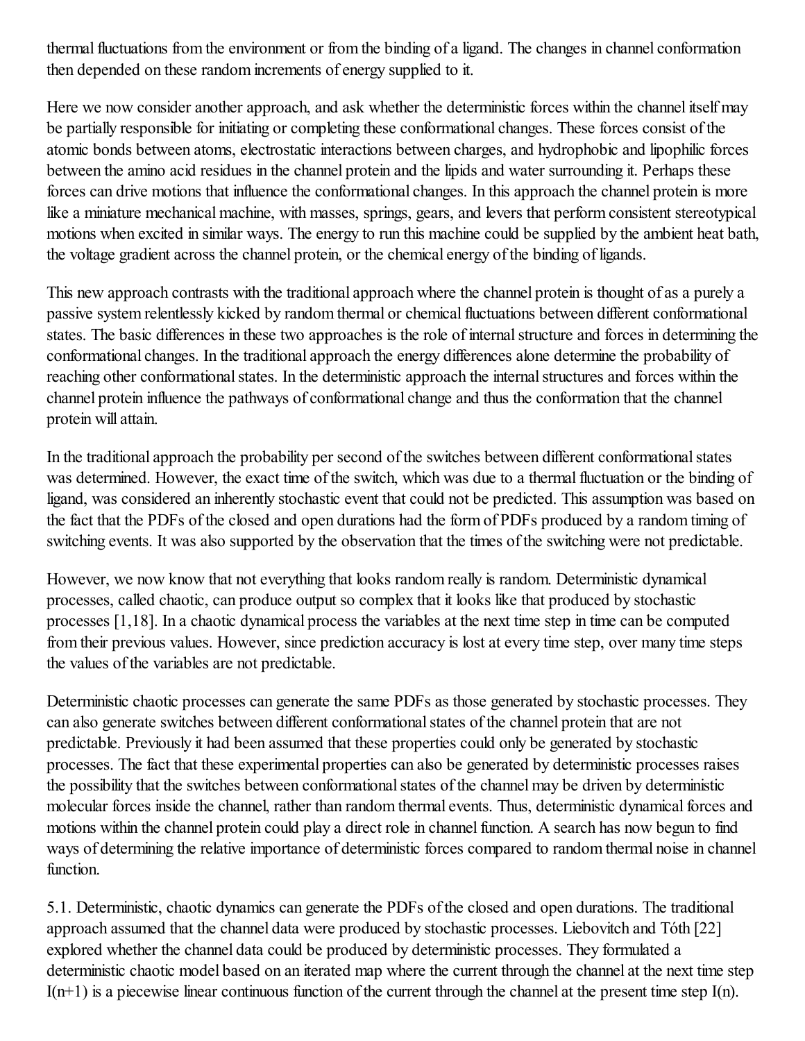thermal fluctuations from the environment or from the binding of a ligand. The changes in channel conformation then depended on these random increments of energy supplied to it.

Here we now consider another approach, and ask whether the deterministic forces within the channel itself may be partially responsible for initiating or completing these conformational changes. These forces consist of the atomic bonds between atoms, electrostatic interactions between charges, and hydrophobic and lipophilic forces between the amino acid residues in the channel protein and the lipids and water surrounding it. Perhaps these forces can drive motions that influence the conformational changes. In this approach the channel protein is more like a miniature mechanical machine, with masses, springs, gears, and levers that perform consistent stereotypical motions when excited in similar ways. The energy to run this machine could be supplied by the ambient heat bath, the voltage gradient across the channel protein, or the chemical energy of the binding of ligands.

This new approach contrasts with the traditional approach where the channel protein is thought of as a purely a passive system relentlessly kicked by random thermal or chemical fluctuations between different conformational states. The basic differences in these two approaches is the role of internal structure and forces in determining the conformational changes. In the traditional approach the energy differences alone determine the probability of reaching other conformational states. In the deterministic approach the internal structures and forces within the channel protein influence the pathways of conformational change and thus the conformation that the channel protein will attain.

In the traditional approach the probability per second of the switches between different conformational states was determined. However, the exact time of the switch, which was due to a thermal fluctuation or the binding of ligand, was considered an inherently stochastic event that could not be predicted. This assumption was based on the fact that the PDFs of the closed and open durations had the form of PDFs produced by a random timing of switching events. It was also supported by the observation that the times of the switching were not predictable.

However, we now know that not everything that looks random really is random. Deterministic dynamical processes, called chaotic, can produce output so complex that it looks like that produced by stochastic processes [1,18]. In a chaotic dynamical process the variables at the next time step in time can be computed from their previous values. However, since prediction accuracy is lost at every time step, over many time steps the values of the variables are not predictable.

Deterministic chaotic processes can generate the same PDFs as those generated by stochastic processes. They can also generate switches between different conformational states of the channel protein that are not predictable. Previously it had been assumed that these properties could only be generated by stochastic processes. The fact that these experimental properties can also be generated by deterministic processes raises the possibility that the switches between conformational states of the channel may be driven by deterministic molecular forces inside the channel, rather than random thermal events. Thus, deterministic dynamical forces and motions within the channel protein could play a direct role in channel function. A search has now begun to find ways of determining the relative importance of deterministic forces compared to random thermal noise in channel function.

5.1. Deterministic, chaotic dynamics can generate the PDFs of the closed and open durations. The traditional approach assumed that the channel data were produced by stochastic processes. Liebovitch and Tóth [22] explored whether the channel data could be produced by deterministic processes. They formulated a deterministic chaotic model based on an iterated map where the current through the channel at the next time step $I(n+1)$ is a piecewise linear continuous function of the current through the channel at the present time step $I(n)$.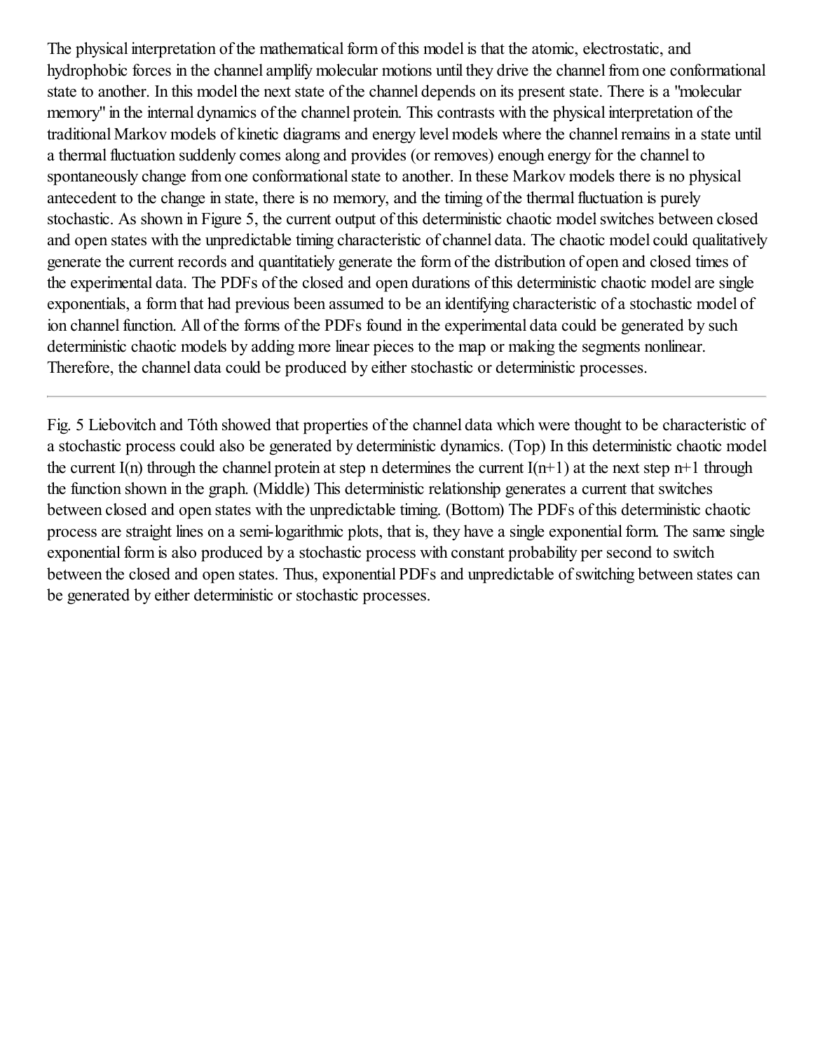The physical interpretation of the mathematical form of this model is that the atomic, electrostatic, and hydrophobic forces in the channel amplify molecular motions until they drive the channel from one conformational state to another. In this model the next state of the channel depends on its present state. There is a "molecular memory" in the internal dynamics of the channel protein. This contrasts with the physical interpretation of the traditional Markov models of kinetic diagrams and energy level models where the channel remains in a state until a thermal fluctuation suddenly comes along and provides (or removes) enough energy for the channel to spontaneously change from one conformational state to another. In these Markov models there is no physical antecedent to the change in state, there is no memory, and the timing of the thermal fluctuation is purely stochastic. As shown in Figure 5, the current output of this deterministic chaotic model switches between closed and open states with the unpredictable timing characteristic of channel data. The chaotic model could qualitatively generate the current records and quantitatiely generate the form of the distribution of open and closed times of the experimental data. The PDFs of the closed and open durations of this deterministic chaotic model are single exponentials, a form that had previous been assumed to be an identifying characteristic of a stochastic model of ion channel function. All of the forms of the PDFs found in the experimental data could be generated by such deterministic chaotic models by adding more linear pieces to the map or making the segments nonlinear. Therefore, the channel data could be produced by either stochastic or deterministic processes.

---

Fig. 5 Liebovitch and Tóth showed that properties of the channel data which were thought to be characteristic of a stochastic process could also be generated by deterministic dynamics. (Top) In this deterministic chaotic model the current $I(n)$ through the channel protein at step n determines the current $I(n+1)$ at the next step $n+1$ through the function shown in the graph. (Middle) This deterministic relationship generates a current that switches between closed and open states with the unpredictable timing. (Bottom) The PDFs of this deterministic chaotic process are straight lines on a semi-logarithmic plots, that is, they have a single exponential form. The same single exponential form is also produced by a stochastic process with constant probability per second to switch between the closed and open states. Thus, exponential PDFs and unpredictable of switching between states can be generated by either deterministic or stochastic processes.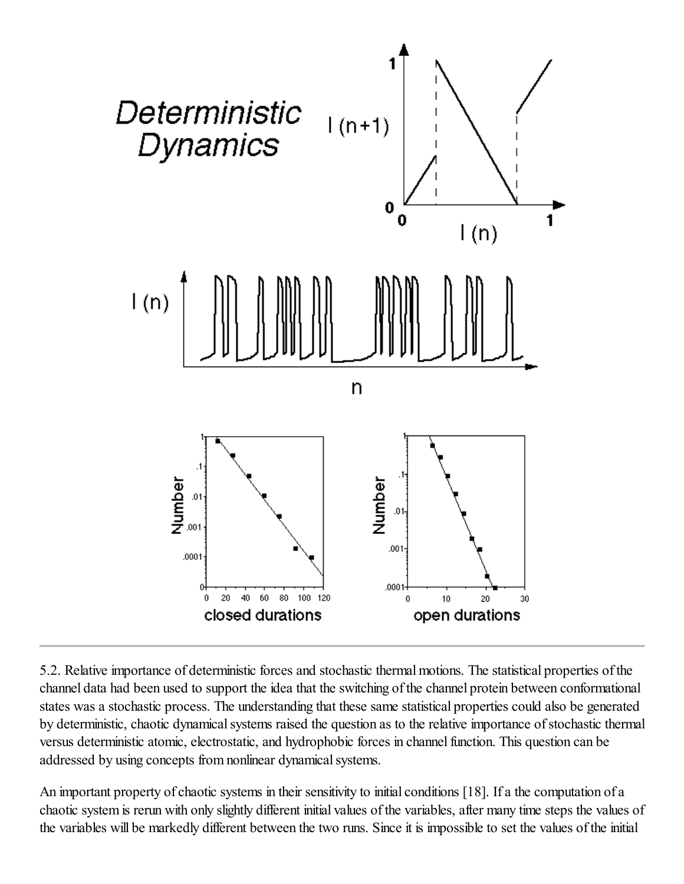5.2. Relative importance of deterministic forces and stochastic thermal motions. The statistical properties of the channel data had been used to support the idea that the switching of the channel protein between conformational states was a stochastic process. The understanding that these same statistical properties could also be generated by deterministic, chaotic dynamical systems raised the question as to the relative importance of stochastic thermal versus deterministic atomic, electrostatic, and hydrophobic forces in channel function. This question can be addressed by using concepts from nonlinear dynamical systems.

An important property of chaotic systems in their sensitivity to initial conditions [18]. If a the computation of a chaotic system is rerun with only slightly different initial values of the variables, after many time steps the values of the variables will be markedly different between the two runs. Since it is impossible to set the values of the initial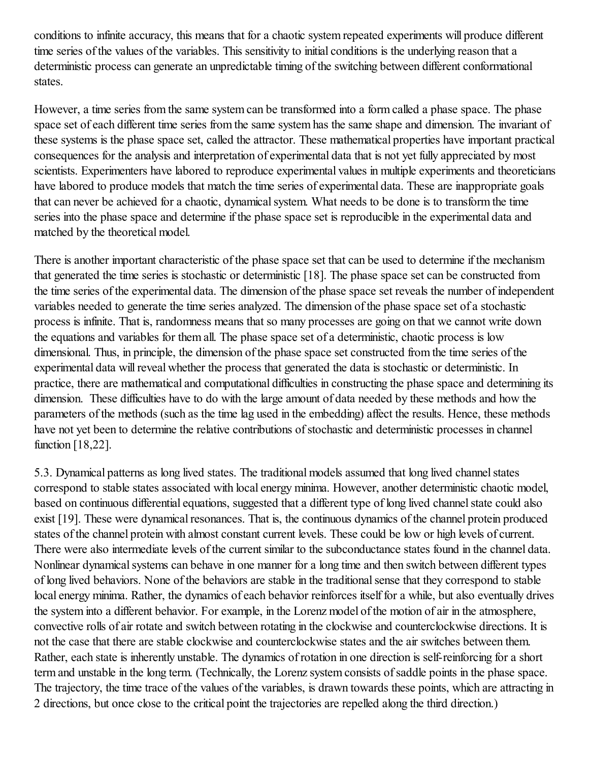conditions to infinite accuracy, this means that for a chaotic system repeated experiments will produce different time series of the values of the variables. This sensitivity to initial conditions is the underlying reason that a deterministic process can generate an unpredictable timing of the switching between different conformational states.

However, a time series from the same system can be transformed into a form called a phase space. The phase space set of each different time series from the same system has the same shape and dimension. The invariant of these systems is the phase space set, called the attractor. These mathematical properties have important practical consequences for the analysis and interpretation of experimental data that is not yet fully appreciated by most scientists. Experimenters have labored to reproduce experimental values in multiple experiments and theoreticians have labored to produce models that match the time series of experimental data. These are inappropriate goals that can never be achieved for a chaotic, dynamical system. What needs to be done is to transform the time series into the phase space and determine if the phase space set is reproducible in the experimental data and matched by the theoretical model.

There is another important characteristic of the phase space set that can be used to determine if the mechanism that generated the time series is stochastic or deterministic [18]. The phase space set can be constructed from the time series of the experimental data. The dimension of the phase space set reveals the number of independent variables needed to generate the time series analyzed. The dimension of the phase space set of a stochastic process is infinite. That is, randomness means that so many processes are going on that we cannot write down the equations and variables for them all. The phase space set of a deterministic, chaotic process is low dimensional. Thus, in principle, the dimension of the phase space set constructed from the time series of the experimental data will reveal whether the process that generated the data is stochastic or deterministic. In practice, there are mathematical and computational difficulties in constructing the phase space and determining its dimension. These difficulties have to do with the large amount of data needed by these methods and how the parameters of the methods (such as the time lag used in the embedding) affect the results. Hence, these methods have not yet been to determine the relative contributions of stochastic and deterministic processes in channel function [18,22].

5.3. Dynamical patterns as long lived states. The traditional models assumed that long lived channel states correspond to stable states associated with local energy minima. However, another deterministic chaotic model, based on continuous differential equations, suggested that a different type of long lived channel state could also exist [19]. These were dynamical resonances. That is, the continuous dynamics of the channel protein produced states of the channel protein with almost constant current levels. These could be low or high levels of current. There were also intermediate levels of the current similar to the subconductance states found in the channel data. Nonlinear dynamical systems can behave in one manner for a long time and then switch between different types of long lived behaviors. None of the behaviors are stable in the traditional sense that they correspond to stable local energy minima. Rather, the dynamics of each behavior reinforces itself for a while, but also eventually drives the system into a different behavior. For example, in the Lorenz model of the motion of air in the atmosphere, convective rolls of air rotate and switch between rotating in the clockwise and counterclockwise directions. It is not the case that there are stable clockwise and counterclockwise states and the air switches between them. Rather, each state is inherently unstable. The dynamics of rotation in one direction is self-reinforcing for a short term and unstable in the long term. (Technically, the Lorenz system consists of saddle points in the phase space. The trajectory, the time trace of the values of the variables, is drawn towards these points, which are attracting in 2 directions, but once close to the critical point the trajectories are repelled along the third direction.)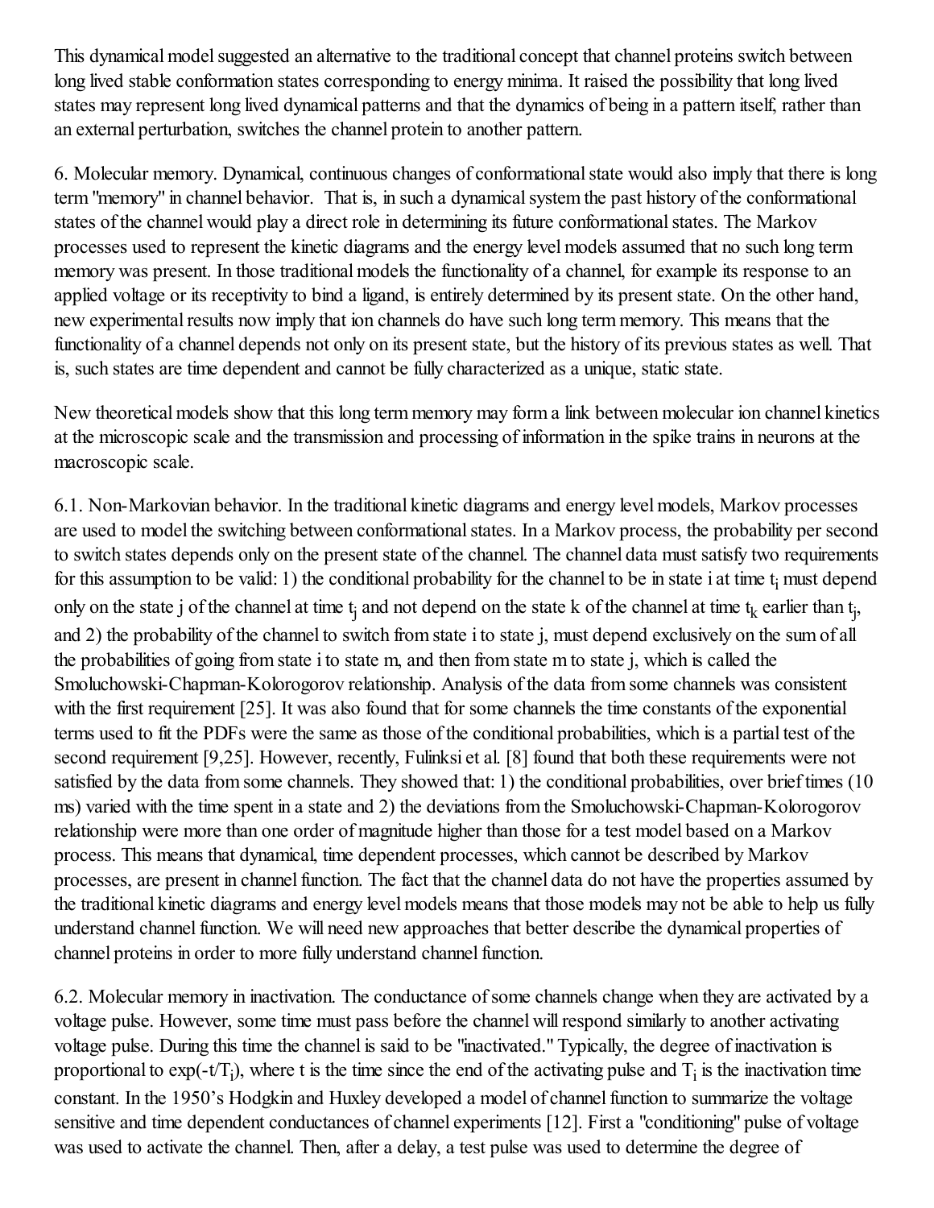This dynamical model suggested an alternative to the traditional concept that channel proteins switch between long lived stable conformation states corresponding to energy minima. It raised the possibility that long lived states may represent long lived dynamical patterns and that the dynamics of being in a pattern itself, rather than an external perturbation, switches the channel protein to another pattern.

6. Molecular memory. Dynamical, continuous changes of conformational state would also imply that there is long term "memory" in channel behavior. That is, in such a dynamical system the past history of the conformational states of the channel would play a direct role in determining its future conformational states. The Markov processes used to represent the kinetic diagrams and the energy level models assumed that no such long term memory was present. In those traditional models the functionality of a channel, for example its response to an applied voltage or its receptivity to bind a ligand, is entirely determined by its present state. On the other hand, new experimental results now imply that ion channels do have such long term memory. This means that the functionality of a channel depends not only on its present state, but the history of its previous states as well. That is, such states are time dependent and cannot be fully characterized as a unique, static state.

New theoretical models show that this long term memory may form a link between molecular ion channel kinetics at the microscopic scale and the transmission and processing of information in the spike trains in neurons at the macroscopic scale.

6.1. Non-Markovian behavior. In the traditional kinetic diagrams and energy level models, Markov processes are used to model the switching between conformational states. In a Markov process, the probability per second to switch states depends only on the present state of the channel. The channel data must satisfy two requirements for this assumption to be valid: 1) the conditional probability for the channel to be in state i at time $t_i$ must depend only on the state j of the channel at time $t_j$ and not depend on the state k of the channel at time $t_k$ earlier than $t_j$, and 2) the probability of the channel to switch from state i to state j, must depend exclusively on the sum of all the probabilities of going from state i to state m, and then from state m to state j, which is called the Smoluchowski-Chapman-Kolorogorov relationship. Analysis of the data from some channels was consistent with the first requirement [25]. It was also found that for some channels the time constants of the exponential terms used to fit the PDFs were the same as those of the conditional probabilities, which is a partial test of the second requirement [9,25]. However, recently, Fulinksi et al. [8] found that both these requirements were not satisfied by the data from some channels. They showed that: 1) the conditional probabilities, over brief times (10 ms) varied with the time spent in a state and 2) the deviations from the Smoluchowski-Chapman-Kolorogorov relationship were more than one order of magnitude higher than those for a test model based on a Markov process. This means that dynamical, time dependent processes, which cannot be described by Markov processes, are present in channel function. The fact that the channel data do not have the properties assumed by the traditional kinetic diagrams and energy level models means that those models may not be able to help us fully understand channel function. We will need new approaches that better describe the dynamical properties of channel proteins in order to more fully understand channel function.

6.2. Molecular memory in inactivation. The conductance of some channels change when they are activated by a voltage pulse. However, some time must pass before the channel will respond similarly to another activating voltage pulse. During this time the channel is said to be "inactivated." Typically, the degree of inactivation is proportional to $\exp(-t/T_i)$, where t is the time since the end of the activating pulse and $T_i$ is the inactivation time constant. In the 1950's Hodgkin and Huxley developed a model of channel function to summarize the voltage sensitive and time dependent conductances of channel experiments [12]. First a "conditioning" pulse of voltage was used to activate the channel. Then, after a delay, a test pulse was used to determine the degree of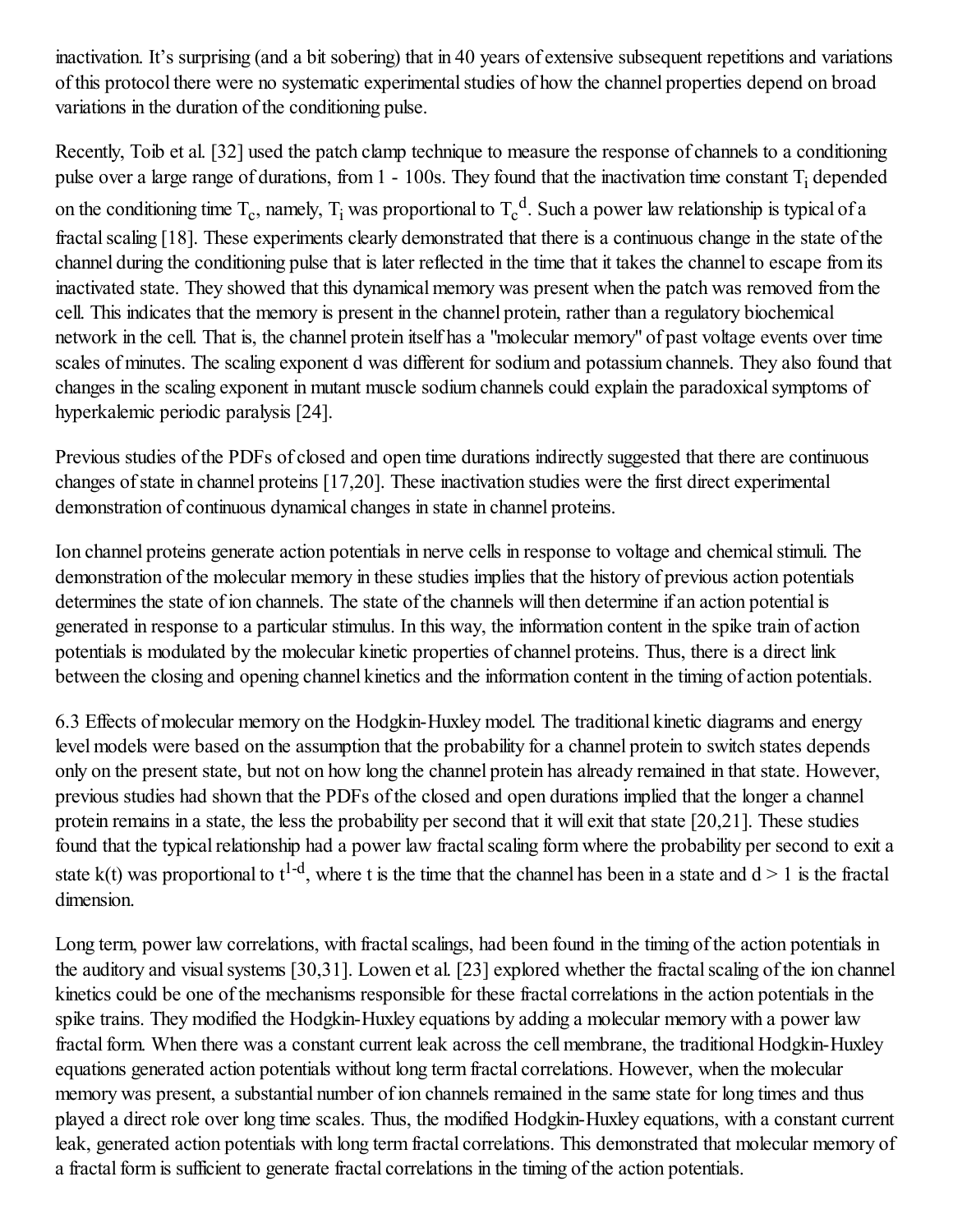inactivation. It's surprising (and a bit sobering) that in 40 years of extensive subsequent repetitions and variations of this protocol there were no systematic experimental studies of how the channel properties depend on broad variations in the duration of the conditioning pulse.

Recently, Toib et al. [32] used the patch clamp technique to measure the response of channels to a conditioning pulse over a large range of durations, from 1 - 100s. They found that the inactivation time constant $T_i$ depended on the conditioning time $T_c$, namely, $T_i$ was proportional to $T_c^{\,d}$. Such a power law relationship is typical of a fractal scaling [18]. These experiments clearly demonstrated that there is a continuous change in the state of the channel during the conditioning pulse that is later reflected in the time that it takes the channel to escape from its inactivated state. They showed that this dynamical memory was present when the patch was removed from the cell. This indicates that the memory is present in the channel protein, rather than a regulatory biochemical network in the cell. That is, the channel protein itself has a "molecular memory" of past voltage events over time scales of minutes. The scaling exponent d was different for sodium and potassium channels. They also found that changes in the scaling exponent in mutant muscle sodium channels could explain the paradoxical symptoms of hyperkalemic periodic paralysis [24].

Previous studies of the PDFs of closed and open time durations indirectly suggested that there are continuous changes of state in channel proteins [17,20]. These inactivation studies were the first direct experimental demonstration of continuous dynamical changes in state in channel proteins.

Ion channel proteins generate action potentials in nerve cells in response to voltage and chemical stimuli. The demonstration of the molecular memory in these studies implies that the history of previous action potentials determines the state of ion channels. The state of the channels will then determine if an action potential is generated in response to a particular stimulus. In this way, the information content in the spike train of action potentials is modulated by the molecular kinetic properties of channel proteins. Thus, there is a direct link between the closing and opening channel kinetics and the information content in the timing of action potentials.

6.3 Effects of molecular memory on the Hodgkin-Huxley model. The traditional kinetic diagrams and energy level models were based on the assumption that the probability for a channel protein to switch states depends only on the present state, but not on how long the channel protein has already remained in that state. However, previous studies had shown that the PDFs of the closed and open durations implied that the longer a channel protein remains in a state, the less the probability per second that it will exit that state [20,21]. These studies found that the typical relationship had a power law fractal scaling form where the probability per second to exit a state k(t) was proportional to $t^{1-d}$, where t is the time that the channel has been in a state and $d > 1$ is the fractal dimension.

Long term, power law correlations, with fractal scalings, had been found in the timing of the action potentials in the auditory and visual systems [30,31]. Lowen et al. [23] explored whether the fractal scaling of the ion channel kinetics could be one of the mechanisms responsible for these fractal correlations in the action potentials in the spike trains. They modified the Hodgkin-Huxley equations by adding a molecular memory with a power law fractal form. When there was a constant current leak across the cell membrane, the traditional Hodgkin-Huxley equations generated action potentials without long term fractal correlations. However, when the molecular memory was present, a substantial number of ion channels remained in the same state for long times and thus played a direct role over long time scales. Thus, the modified Hodgkin-Huxley equations, with a constant current leak, generated action potentials with long term fractal correlations. This demonstrated that molecular memory of a fractal form is sufficient to generate fractal correlations in the timing of the action potentials.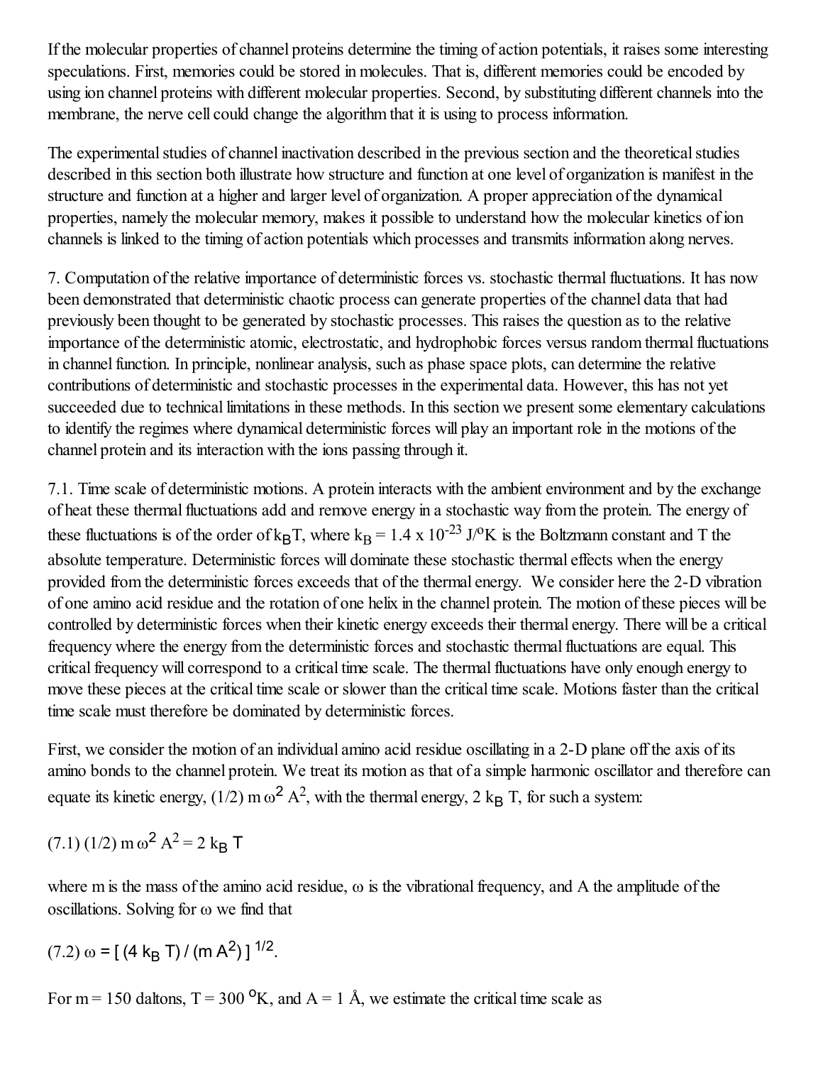If the molecular properties of channel proteins determine the timing of action potentials, it raises some interesting speculations. First, memories could be stored in molecules. That is, different memories could be encoded by using ion channel proteins with different molecular properties. Second, by substituting different channels into the membrane, the nerve cell could change the algorithm that it is using to process information.

The experimental studies of channel inactivation described in the previous section and the theoretical studies described in this section both illustrate how structure and function at one level of organization is manifest in the structure and function at a higher and larger level of organization. A proper appreciation of the dynamical properties, namely the molecular memory, makes it possible to understand how the molecular kinetics of ion channels is linked to the timing of action potentials which processes and transmits information along nerves.

7. Computation of the relative importance of deterministic forces vs. stochastic thermal fluctuations. It has now been demonstrated that deterministic chaotic process can generate properties of the channel data that had previously been thought to be generated by stochastic processes. This raises the question as to the relative importance of the deterministic atomic, electrostatic, and hydrophobic forces versus random thermal fluctuations in channel function. In principle, nonlinear analysis, such as phase space plots, can determine the relative contributions of deterministic and stochastic processes in the experimental data. However, this has not yet succeeded due to technical limitations in these methods. In this section we present some elementary calculations to identify the regimes where dynamical deterministic forces will play an important role in the motions of the channel protein and its interaction with the ions passing through it.

7.1. Time scale of deterministic motions. A protein interacts with the ambient environment and by the exchange of heat these thermal fluctuations add and remove energy in a stochastic way from the protein. The energy of these fluctuations is of the order of $k_B T$, where $k_B = 1.4 \times 10^{-23}$ J/$^o$K is the Boltzmann constant and T the absolute temperature. Deterministic forces will dominate these stochastic thermal effects when the energy provided from the deterministic forces exceeds that of the thermal energy. We consider here the 2-D vibration of one amino acid residue and the rotation of one helix in the channel protein. The motion of these pieces will be controlled by deterministic forces when their kinetic energy exceeds their thermal energy. There will be a critical frequency where the energy from the deterministic forces and stochastic thermal fluctuations are equal. This critical frequency will correspond to a critical time scale. The thermal fluctuations have only enough energy to move these pieces at the critical time scale or slower than the critical time scale. Motions faster than the critical time scale must therefore be dominated by deterministic forces.

First, we consider the motion of an individual amino acid residue oscillating in a 2-D plane off the axis of its amino bonds to the channel protein. We treat its motion as that of a simple harmonic oscillator and therefore can equate its kinetic energy, $(1/2)\, m\, \omega^2 A^2$, with the thermal energy, $2\, k_B\, T$, for such a system:

(7.1) $(1/2)\, m\, \omega^2 A^2 = 2\, k_B\, T$

where m is the mass of the amino acid residue, $\omega$ is the vibrational frequency, and A the amplitude of the oscillations. Solving for $\omega$ we find that

(7.2) $\omega = [\,(4\, k_B\, T) / (m\, A^2)\,]^{1/2}$.

For m = 150 daltons, T = 300 $^o$K, and A = 1 Å, we estimate the critical time scale as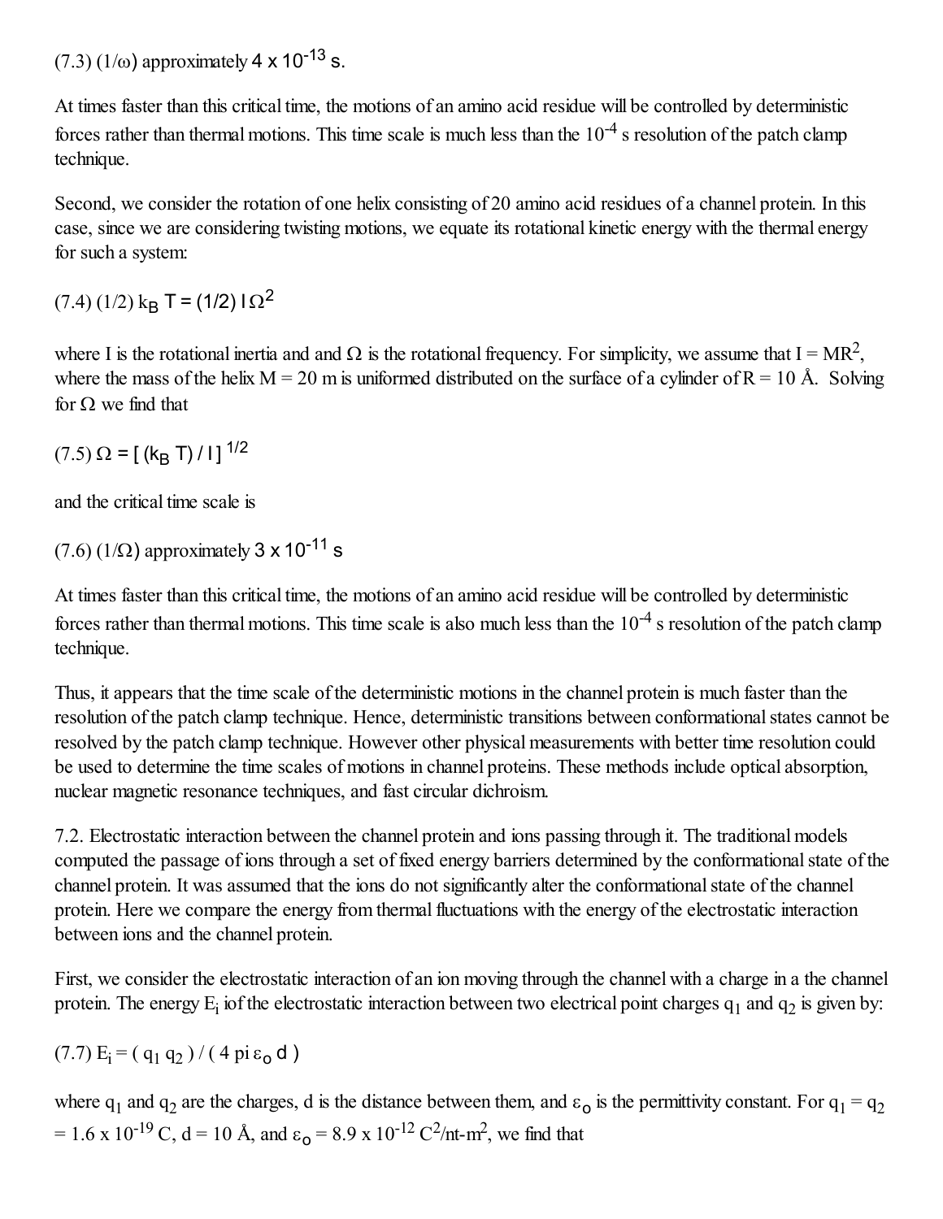(7.3) $(1/\omega)$ approximately $4 \times 10^{-13}$ s.

At times faster than this critical time, the motions of an amino acid residue will be controlled by deterministic forces rather than thermal motions. This time scale is much less than the $10^{-4}$ s resolution of the patch clamp technique.

Second, we consider the rotation of one helix consisting of 20 amino acid residues of a channel protein. In this case, since we are considering twisting motions, we equate its rotational kinetic energy with the thermal energy for such a system:

(7.4) $(1/2)\, k_B T = (1/2)\, I \Omega^2$

where I is the rotational inertia and and $\Omega$ is the rotational frequency. For simplicity, we assume that $I = MR^2$, where the mass of the helix M = 20 m is uniformed distributed on the surface of a cylinder of R = 10 Å. Solving for $\Omega$ we find that

(7.5) $\Omega = [\, (k_B T) / I \,]^{1/2}$

and the critical time scale is

(7.6) $(1/\Omega)$ approximately $3 \times 10^{-11}$ s

At times faster than this critical time, the motions of an amino acid residue will be controlled by deterministic forces rather than thermal motions. This time scale is also much less than the $10^{-4}$ s resolution of the patch clamp technique.

Thus, it appears that the time scale of the deterministic motions in the channel protein is much faster than the resolution of the patch clamp technique. Hence, deterministic transitions between conformational states cannot be resolved by the patch clamp technique. However other physical measurements with better time resolution could be used to determine the time scales of motions in channel proteins. These methods include optical absorption, nuclear magnetic resonance techniques, and fast circular dichroism.

7.2. Electrostatic interaction between the channel protein and ions passing through it. The traditional models computed the passage of ions through a set of fixed energy barriers determined by the conformational state of the channel protein. It was assumed that the ions do not significantly alter the conformational state of the channel protein. Here we compare the energy from thermal fluctuations with the energy of the electrostatic interaction between ions and the channel protein.

First, we consider the electrostatic interaction of an ion moving through the channel with a charge in a the channel protein. The energy $E_i$ iof the electrostatic interaction between two electrical point charges $q_1$ and $q_2$ is given by:

(7.7) $E_i = (\, q_1 q_2 \,) / (\, 4 \pi \varepsilon_o d \,)$

where $q_1$ and $q_2$ are the charges, d is the distance between them, and $\varepsilon_o$ is the permittivity constant. For $q_1 = q_2 = 1.6 \times 10^{-19}$ C, d = 10 Å, and $\varepsilon_o = 8.9 \times 10^{-12}$ C$^2$/nt-m$^2$, we find that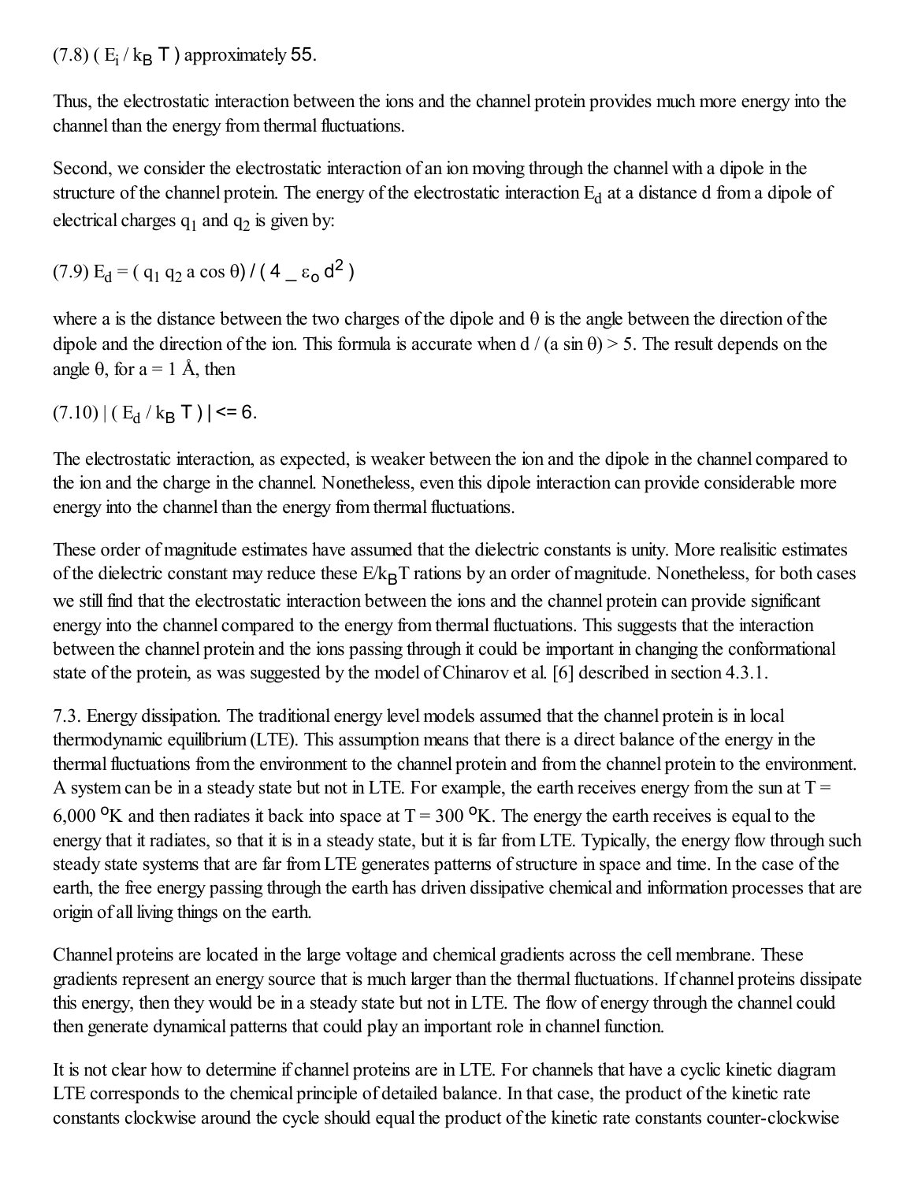(7.8) $(E_i / k_B T)$ approximately 55.

Thus, the electrostatic interaction between the ions and the channel protein provides much more energy into the channel than the energy from thermal fluctuations.

Second, we consider the electrostatic interaction of an ion moving through the channel with a dipole in the structure of the channel protein. The energy of the electrostatic interaction $E_d$ at a distance d from a dipole of electrical charges $q_1$ and $q_2$ is given by:

(7.9) $E_d = (q_1 q_2 a \cos \theta) / (4 \_ \varepsilon_o d^2)$

where a is the distance between the two charges of the dipole and θ is the angle between the direction of the dipole and the direction of the ion. This formula is accurate when $d / (a \sin \theta) > 5$. The result depends on the angle θ, for a = 1 Å, then

(7.10) $| (E_d / k_B T) | <= 6$.

The electrostatic interaction, as expected, is weaker between the ion and the dipole in the channel compared to the ion and the charge in the channel. Nonetheless, even this dipole interaction can provide considerable more energy into the channel than the energy from thermal fluctuations.

These order of magnitude estimates have assumed that the dielectric constants is unity. More realisitic estimates of the dielectric constant may reduce these $E/k_BT$ rations by an order of magnitude. Nonetheless, for both cases we still find that the electrostatic interaction between the ions and the channel protein can provide significant energy into the channel compared to the energy from thermal fluctuations. This suggests that the interaction between the channel protein and the ions passing through it could be important in changing the conformational state of the protein, as was suggested by the model of Chinarov et al. [6] described in section 4.3.1.

7.3. Energy dissipation. The traditional energy level models assumed that the channel protein is in local thermodynamic equilibrium (LTE). This assumption means that there is a direct balance of the energy in the thermal fluctuations from the environment to the channel protein and from the channel protein to the environment. A system can be in a steady state but not in LTE. For example, the earth receives energy from the sun at T = 6,000 $^oK$ and then radiates it back into space at T = 300 $^oK$. The energy the earth receives is equal to the energy that it radiates, so that it is in a steady state, but it is far from LTE. Typically, the energy flow through such steady state systems that are far from LTE generates patterns of structure in space and time. In the case of the earth, the free energy passing through the earth has driven dissipative chemical and information processes that are origin of all living things on the earth.

Channel proteins are located in the large voltage and chemical gradients across the cell membrane. These gradients represent an energy source that is much larger than the thermal fluctuations. If channel proteins dissipate this energy, then they would be in a steady state but not in LTE. The flow of energy through the channel could then generate dynamical patterns that could play an important role in channel function.

It is not clear how to determine if channel proteins are in LTE. For channels that have a cyclic kinetic diagram LTE corresponds to the chemical principle of detailed balance. In that case, the product of the kinetic rate constants clockwise around the cycle should equal the product of the kinetic rate constants counter-clockwise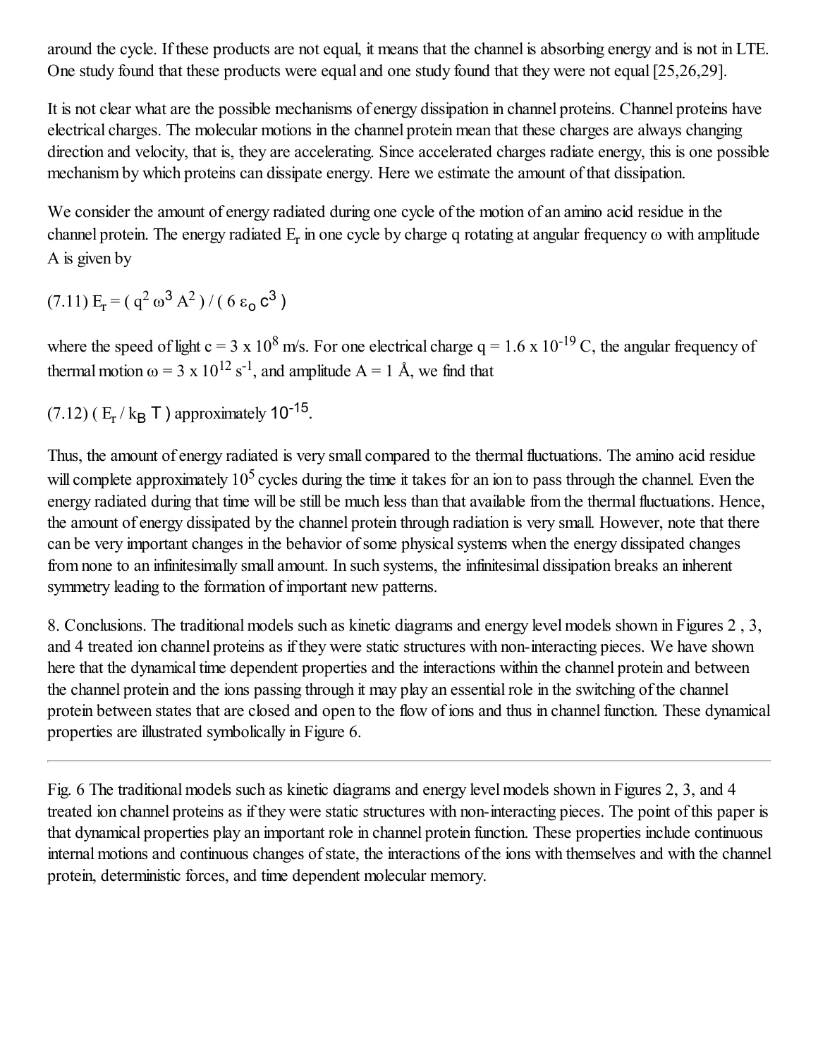around the cycle. If these products are not equal, it means that the channel is absorbing energy and is not in LTE. One study found that these products were equal and one study found that they were not equal [25,26,29].

It is not clear what are the possible mechanisms of energy dissipation in channel proteins. Channel proteins have electrical charges. The molecular motions in the channel protein mean that these charges are always changing direction and velocity, that is, they are accelerating. Since accelerated charges radiate energy, this is one possible mechanism by which proteins can dissipate energy. Here we estimate the amount of that dissipation.

We consider the amount of energy radiated during one cycle of the motion of an amino acid residue in the channel protein. The energy radiated $E_r$ in one cycle by charge q rotating at angular frequency ω with amplitude A is given by

(7.11) $E_r = ( q^2 \omega^3 A^2 ) / ( 6 \varepsilon_o c^3 )$

where the speed of light $c = 3 \times 10^8$ m/s. For one electrical charge $q = 1.6 \times 10^{-19}$ C, the angular frequency of thermal motion $\omega = 3 \times 10^{12}$ s$^{-1}$, and amplitude A = 1 Å, we find that

(7.12) $( E_r / k_B T )$ approximately $10^{-15}$.

Thus, the amount of energy radiated is very small compared to the thermal fluctuations. The amino acid residue will complete approximately $10^5$ cycles during the time it takes for an ion to pass through the channel. Even the energy radiated during that time will be still be much less than that available from the thermal fluctuations. Hence, the amount of energy dissipated by the channel protein through radiation is very small. However, note that there can be very important changes in the behavior of some physical systems when the energy dissipated changes from none to an infinitesimally small amount. In such systems, the infinitesimal dissipation breaks an inherent symmetry leading to the formation of important new patterns.

8. Conclusions. The traditional models such as kinetic diagrams and energy level models shown in Figures 2 , 3, and 4 treated ion channel proteins as if they were static structures with non-interacting pieces. We have shown here that the dynamical time dependent properties and the interactions within the channel protein and between the channel protein and the ions passing through it may play an essential role in the switching of the channel protein between states that are closed and open to the flow of ions and thus in channel function. These dynamical properties are illustrated symbolically in Figure 6.

---

Fig. 6 The traditional models such as kinetic diagrams and energy level models shown in Figures 2, 3, and 4 treated ion channel proteins as if they were static structures with non-interacting pieces. The point of this paper is that dynamical properties play an important role in channel protein function. These properties include continuous internal motions and continuous changes of state, the interactions of the ions with themselves and with the channel protein, deterministic forces, and time dependent molecular memory.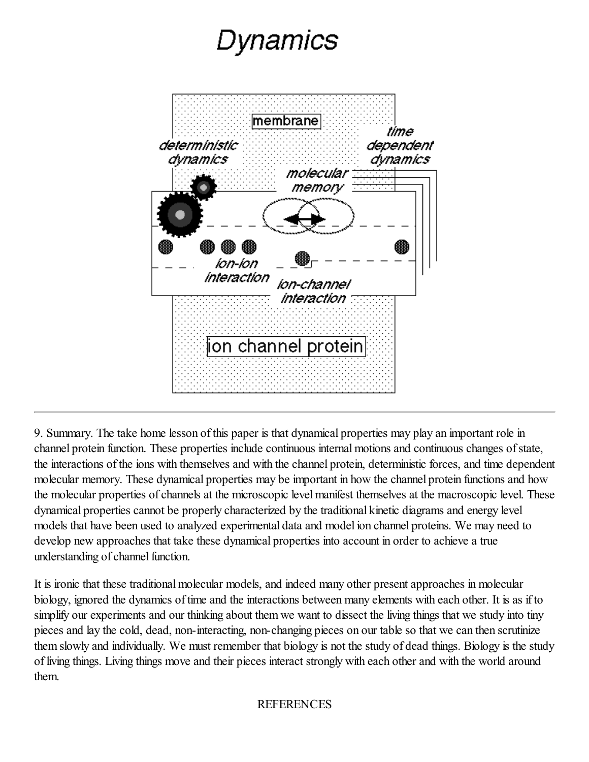# Dynamics

9. Summary. The take home lesson of this paper is that dynamical properties may play an important role in channel protein function. These properties include continuous internal motions and continuous changes of state, the interactions of the ions with themselves and with the channel protein, deterministic forces, and time dependent molecular memory. These dynamical properties may be important in how the channel protein functions and how the molecular properties of channels at the microscopic level manifest themselves at the macroscopic level. These dynamical properties cannot be properly characterized by the traditional kinetic diagrams and energy level models that have been used to analyzed experimental data and model ion channel proteins. We may need to develop new approaches that take these dynamical properties into account in order to achieve a true understanding of channel function.

It is ironic that these traditional molecular models, and indeed many other present approaches in molecular biology, ignored the dynamics of time and the interactions between many elements with each other. It is as if to simplify our experiments and our thinking about them we want to dissect the living things that we study into tiny pieces and lay the cold, dead, non-interacting, non-changing pieces on our table so that we can then scrutinize them slowly and individually. We must remember that biology is not the study of dead things. Biology is the study of living things. Living things move and their pieces interact strongly with each other and with the world around them.

REFERENCES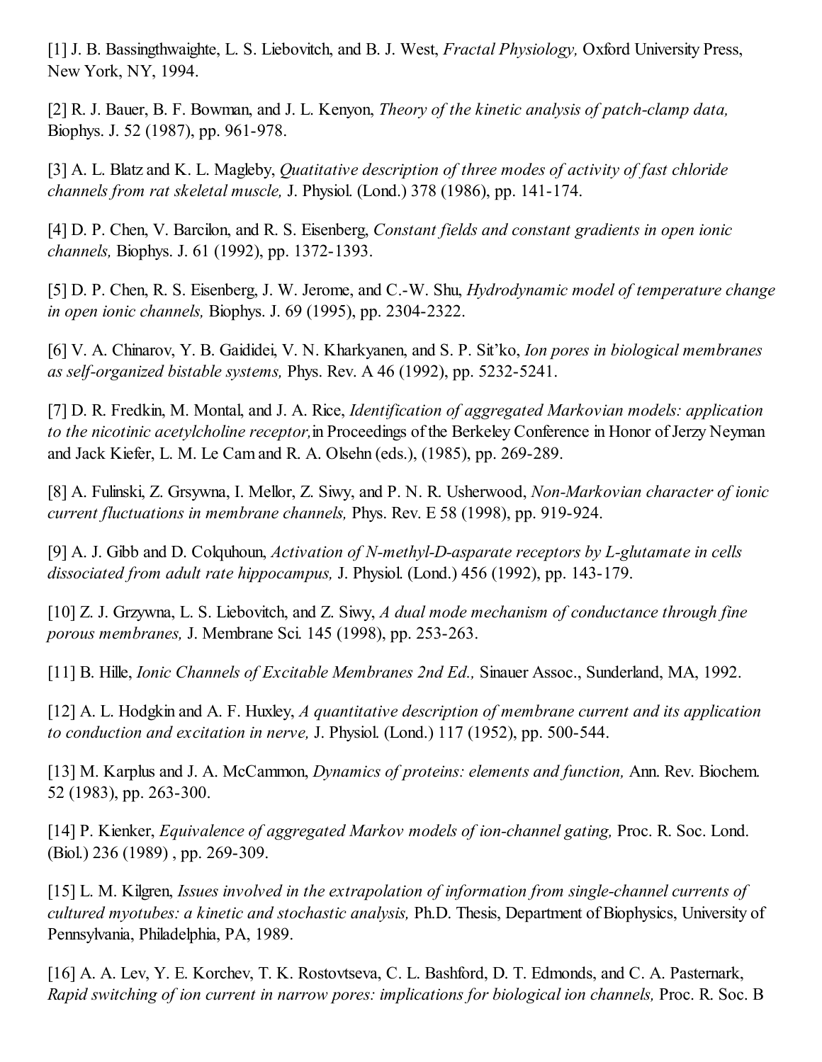[1] J. B. Bassingthwaighte, L. S. Liebovitch, and B. J. West, *Fractal Physiology,* Oxford University Press, New York, NY, 1994.

[2] R. J. Bauer, B. F. Bowman, and J. L. Kenyon, *Theory of the kinetic analysis of patch-clamp data,* Biophys. J. 52 (1987), pp. 961-978.

[3] A. L. Blatz and K. L. Magleby, *Quatitative description of three modes of activity of fast chloride channels from rat skeletal muscle,* J. Physiol. (Lond.) 378 (1986), pp. 141-174.

[4] D. P. Chen, V. Barcilon, and R. S. Eisenberg, *Constant fields and constant gradients in open ionic channels,* Biophys. J. 61 (1992), pp. 1372-1393.

[5] D. P. Chen, R. S. Eisenberg, J. W. Jerome, and C.-W. Shu, *Hydrodynamic model of temperature change in open ionic channels,* Biophys. J. 69 (1995), pp. 2304-2322.

[6] V. A. Chinarov, Y. B. Gaididei, V. N. Kharkyanen, and S. P. Sit'ko, *Ion pores in biological membranes as self-organized bistable systems,* Phys. Rev. A 46 (1992), pp. 5232-5241.

[7] D. R. Fredkin, M. Montal, and J. A. Rice, *Identification of aggregated Markovian models: application to the nicotinic acetylcholine receptor,* in Proceedings of the Berkeley Conference in Honor of Jerzy Neyman and Jack Kiefer, L. M. Le Cam and R. A. Olsehn (eds.), (1985), pp. 269-289.

[8] A. Fulinski, Z. Grsywna, I. Mellor, Z. Siwy, and P. N. R. Usherwood, *Non-Markovian character of ionic current fluctuations in membrane channels,* Phys. Rev. E 58 (1998), pp. 919-924.

[9] A. J. Gibb and D. Colquhoun, *Activation of N-methyl-D-asparate receptors by L-glutamate in cells dissociated from adult rate hippocampus,* J. Physiol. (Lond.) 456 (1992), pp. 143-179.

[10] Z. J. Grzywna, L. S. Liebovitch, and Z. Siwy, *A dual mode mechanism of conductance through fine porous membranes,* J. Membrane Sci. 145 (1998), pp. 253-263.

[11] B. Hille, *Ionic Channels of Excitable Membranes 2nd Ed.,* Sinauer Assoc., Sunderland, MA, 1992.

[12] A. L. Hodgkin and A. F. Huxley, *A quantitative description of membrane current and its application to conduction and excitation in nerve,* J. Physiol. (Lond.) 117 (1952), pp. 500-544.

[13] M. Karplus and J. A. McCammon, *Dynamics of proteins: elements and function,* Ann. Rev. Biochem. 52 (1983), pp. 263-300.

[14] P. Kienker, *Equivalence of aggregated Markov models of ion-channel gating,* Proc. R. Soc. Lond. (Biol.) 236 (1989) , pp. 269-309.

[15] L. M. Kilgren, *Issues involved in the extrapolation of information from single-channel currents of cultured myotubes: a kinetic and stochastic analysis,* Ph.D. Thesis, Department of Biophysics, University of Pennsylvania, Philadelphia, PA, 1989.

[16] A. A. Lev, Y. E. Korchev, T. K. Rostovtseva, C. L. Bashford, D. T. Edmonds, and C. A. Pasternark, *Rapid switching of ion current in narrow pores: implications for biological ion channels,* Proc. R. Soc. B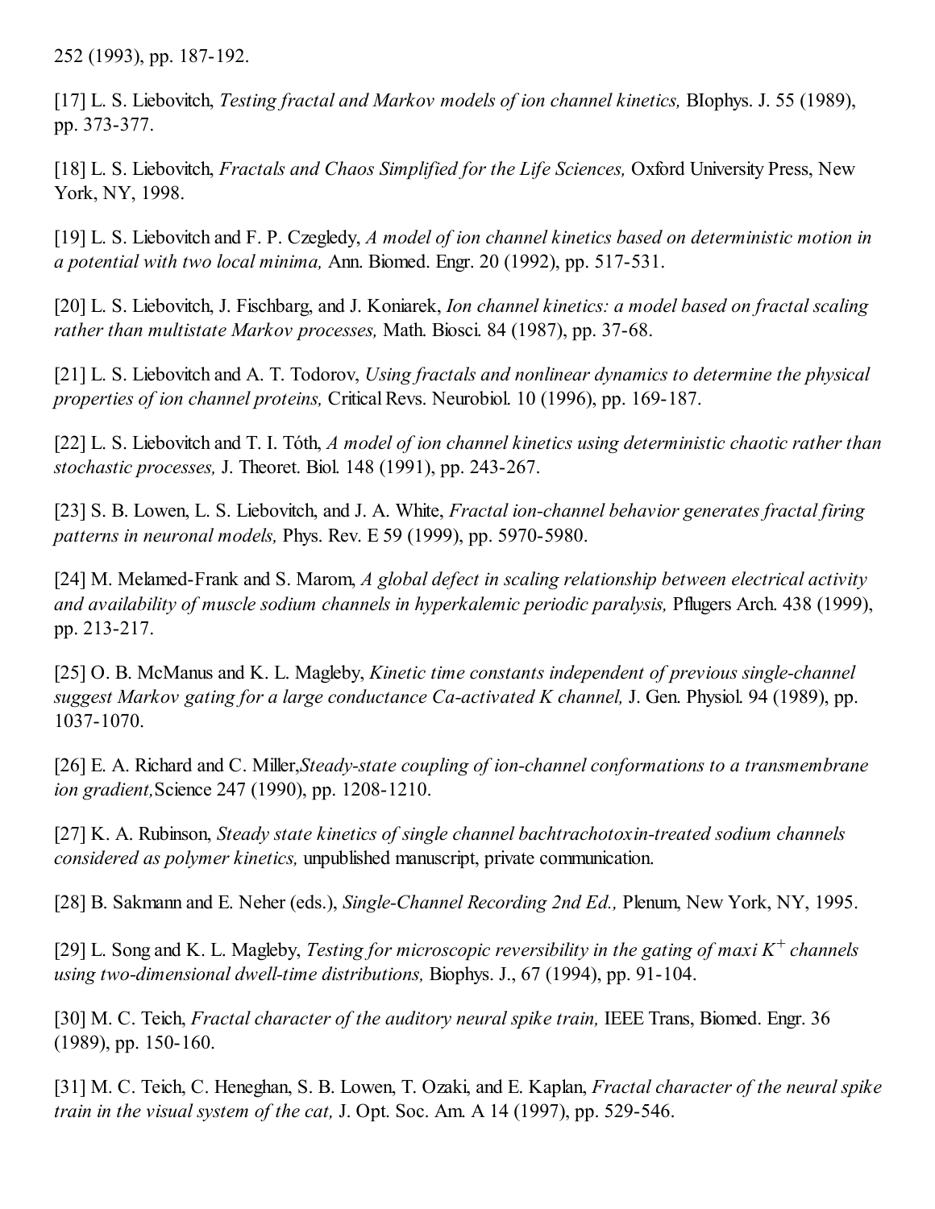252 (1993), pp. 187-192.

[17] L. S. Liebovitch, *Testing fractal and Markov models of ion channel kinetics,* BIophys. J. 55 (1989), pp. 373-377.

[18] L. S. Liebovitch, *Fractals and Chaos Simplified for the Life Sciences,* Oxford University Press, New York, NY, 1998.

[19] L. S. Liebovitch and F. P. Czegledy, *A model of ion channel kinetics based on deterministic motion in a potential with two local minima,* Ann. Biomed. Engr. 20 (1992), pp. 517-531.

[20] L. S. Liebovitch, J. Fischbarg, and J. Koniarek, *Ion channel kinetics: a model based on fractal scaling rather than multistate Markov processes,* Math. Biosci. 84 (1987), pp. 37-68.

[21] L. S. Liebovitch and A. T. Todorov, *Using fractals and nonlinear dynamics to determine the physical properties of ion channel proteins,* Critical Revs. Neurobiol. 10 (1996), pp. 169-187.

[22] L. S. Liebovitch and T. I. Tóth, *A model of ion channel kinetics using deterministic chaotic rather than stochastic processes,* J. Theoret. Biol. 148 (1991), pp. 243-267.

[23] S. B. Lowen, L. S. Liebovitch, and J. A. White, *Fractal ion-channel behavior generates fractal firing patterns in neuronal models,* Phys. Rev. E 59 (1999), pp. 5970-5980.

[24] M. Melamed-Frank and S. Marom, *A global defect in scaling relationship between electrical activity and availability of muscle sodium channels in hyperkalemic periodic paralysis,* Pflugers Arch. 438 (1999), pp. 213-217.

[25] O. B. McManus and K. L. Magleby, *Kinetic time constants independent of previous single-channel suggest Markov gating for a large conductance Ca-activated K channel,* J. Gen. Physiol. 94 (1989), pp. 1037-1070.

[26] E. A. Richard and C. Miller,*Steady-state coupling of ion-channel conformations to a transmembrane ion gradient,*Science 247 (1990), pp. 1208-1210.

[27] K. A. Rubinson, *Steady state kinetics of single channel bachtrachotoxin-treated sodium channels considered as polymer kinetics,* unpublished manuscript, private communication.

[28] B. Sakmann and E. Neher (eds.), *Single-Channel Recording 2nd Ed.,* Plenum, New York, NY, 1995.

[29] L. Song and K. L. Magleby, *Testing for microscopic reversibility in the gating of maxi $K^+$ channels using two-dimensional dwell-time distributions,* Biophys. J., 67 (1994), pp. 91-104.

[30] M. C. Teich, *Fractal character of the auditory neural spike train,* IEEE Trans, Biomed. Engr. 36 (1989), pp. 150-160.

[31] M. C. Teich, C. Heneghan, S. B. Lowen, T. Ozaki, and E. Kaplan, *Fractal character of the neural spike train in the visual system of the cat,* J. Opt. Soc. Am. A 14 (1997), pp. 529-546.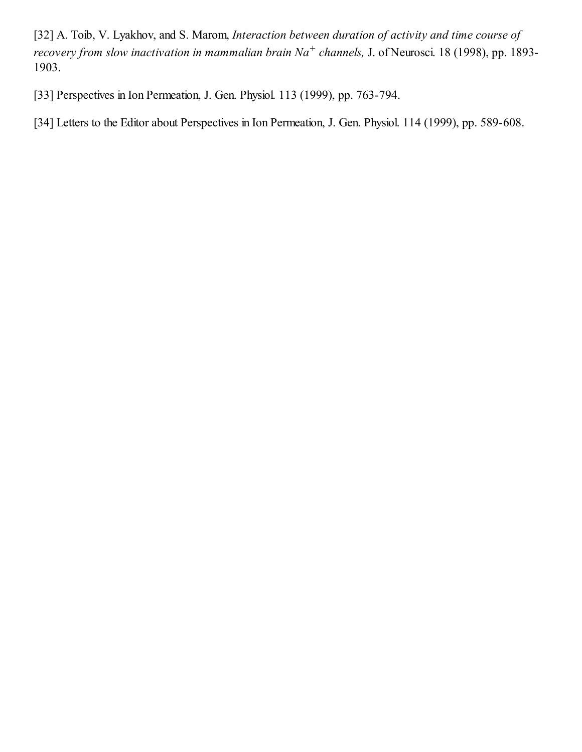[32] A. Toib, V. Lyakhov, and S. Marom, *Interaction between duration of activity and time course of recovery from slow inactivation in mammalian brain $Na^+$ channels,* J. of Neurosci. 18 (1998), pp. 1893-1903.

[33] Perspectives in Ion Permeation, J. Gen. Physiol. 113 (1999), pp. 763-794.

[34] Letters to the Editor about Perspectives in Ion Permeation, J. Gen. Physiol. 114 (1999), pp. 589-608.